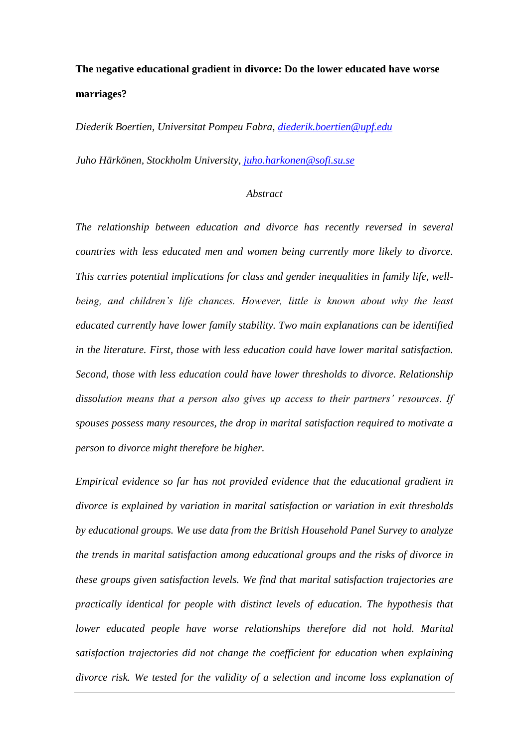**The negative educational gradient in divorce: Do the lower educated have worse marriages?**

*Diederik Boertien, Universitat Pompeu Fabra, [diederik.boertien@upf.edu](mailto:diederik.boertien@upf.edu)*

*Juho Härkönen, Stockholm University, [juho.harkonen@sofi.su.se](mailto:juho.harkonen@sofi.su.se)*

*Abstract*

*The relationship between education and divorce has recently reversed in several countries with less educated men and women being currently more likely to divorce. This carries potential implications for class and gender inequalities in family life, well-being, and children's life chances. However, little is known about why the least educated currently have lower family stability. Two main explanations can be identified in the literature. First, those with less education could have lower marital satisfaction. Second, those with less education could have lower thresholds to divorce. Relationship dissolution means that a person also gives up access to their partners' resources. If spouses possess many resources, the drop in marital satisfaction required to motivate a person to divorce might therefore be higher.*

*Empirical evidence so far has not provided evidence that the educational gradient in divorce is explained by variation in marital satisfaction or variation in exit thresholds by educational groups. We use data from the British Household Panel Survey to analyze the trends in marital satisfaction among educational groups and the risks of divorce in these groups given satisfaction levels. We find that marital satisfaction trajectories are practically identical for people with distinct levels of education. The hypothesis that lower educated people have worse relationships therefore did not hold. Marital satisfaction trajectories did not change the coefficient for education when explaining divorce risk. We tested for the validity of a selection and income loss explanation of*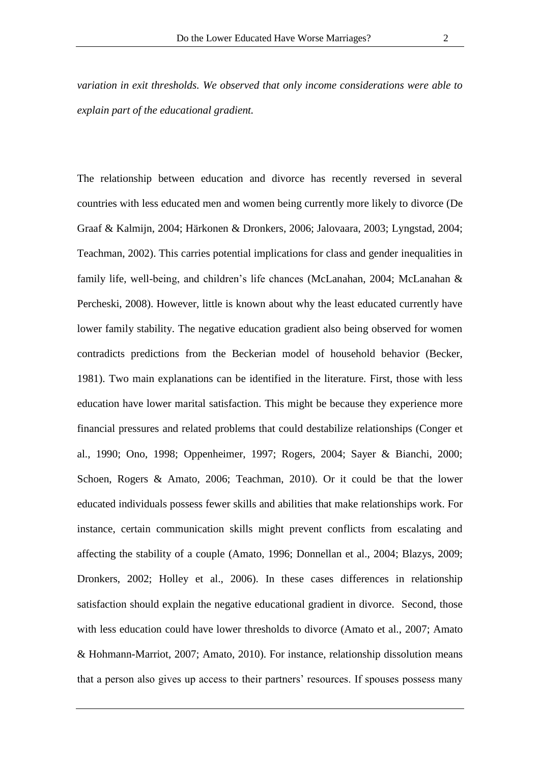*variation in exit thresholds. We observed that only income considerations were able to explain part of the educational gradient.*

The relationship between education and divorce has recently reversed in several countries with less educated men and women being currently more likely to divorce (De Graaf & Kalmijn, 2004; Härkonen & Dronkers, 2006; Jalovaara, 2003; Lyngstad, 2004; Teachman, 2002). This carries potential implications for class and gender inequalities in family life, well-being, and children's life chances (McLanahan, 2004; McLanahan & Percheski, 2008). However, little is known about why the least educated currently have lower family stability. The negative education gradient also being observed for women contradicts predictions from the Beckerian model of household behavior (Becker, 1981). Two main explanations can be identified in the literature. First, those with less education have lower marital satisfaction. This might be because they experience more financial pressures and related problems that could destabilize relationships (Conger et al., 1990; Ono, 1998; Oppenheimer, 1997; Rogers, 2004; Sayer & Bianchi, 2000; Schoen, Rogers & Amato, 2006; Teachman, 2010). Or it could be that the lower educated individuals possess fewer skills and abilities that make relationships work. For instance, certain communication skills might prevent conflicts from escalating and affecting the stability of a couple (Amato, 1996; Donnellan et al., 2004; Blazys, 2009; Dronkers, 2002; Holley et al., 2006). In these cases differences in relationship satisfaction should explain the negative educational gradient in divorce. Second, those with less education could have lower thresholds to divorce (Amato et al., 2007; Amato & Hohmann-Marriot, 2007; Amato, 2010). For instance, relationship dissolution means that a person also gives up access to their partners' resources. If spouses possess many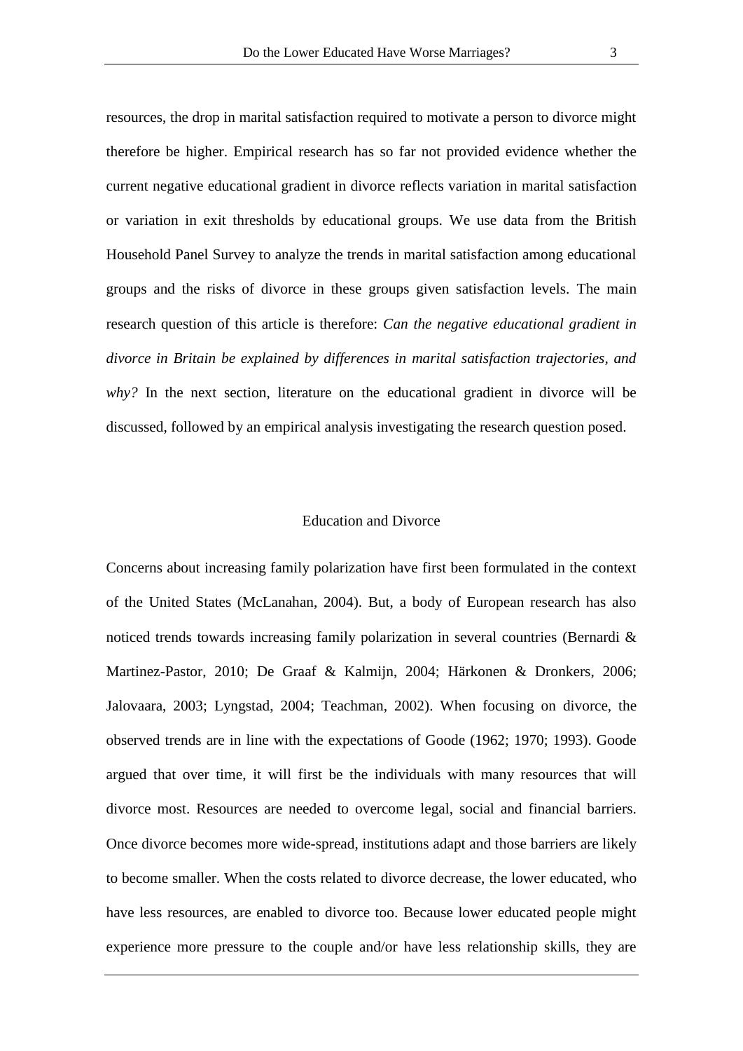resources, the drop in marital satisfaction required to motivate a person to divorce might therefore be higher. Empirical research has so far not provided evidence whether the current negative educational gradient in divorce reflects variation in marital satisfaction or variation in exit thresholds by educational groups. We use data from the British Household Panel Survey to analyze the trends in marital satisfaction among educational groups and the risks of divorce in these groups given satisfaction levels. The main research question of this article is therefore: *Can the negative educational gradient in divorce in Britain be explained by differences in marital satisfaction trajectories, and why?* In the next section, literature on the educational gradient in divorce will be discussed, followed by an empirical analysis investigating the research question posed.

## Education and Divorce

Concerns about increasing family polarization have first been formulated in the context of the United States (McLanahan, 2004). But, a body of European research has also noticed trends towards increasing family polarization in several countries (Bernardi & Martinez-Pastor, 2010; De Graaf & Kalmijn, 2004; Härkonen & Dronkers, 2006; Jalovaara, 2003; Lyngstad, 2004; Teachman, 2002). When focusing on divorce, the observed trends are in line with the expectations of Goode (1962; 1970; 1993). Goode argued that over time, it will first be the individuals with many resources that will divorce most. Resources are needed to overcome legal, social and financial barriers. Once divorce becomes more wide-spread, institutions adapt and those barriers are likely to become smaller. When the costs related to divorce decrease, the lower educated, who have less resources, are enabled to divorce too. Because lower educated people might experience more pressure to the couple and/or have less relationship skills, they are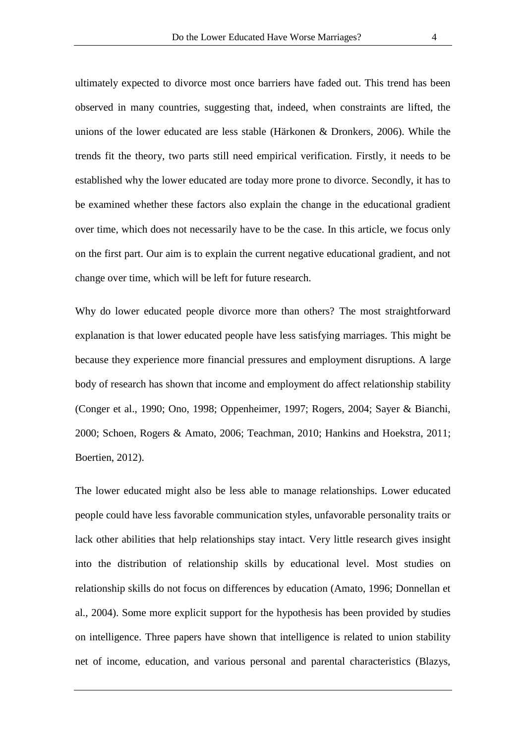ultimately expected to divorce most once barriers have faded out. This trend has been observed in many countries, suggesting that, indeed, when constraints are lifted, the unions of the lower educated are less stable (Härkonen & Dronkers, 2006). While the trends fit the theory, two parts still need empirical verification. Firstly, it needs to be established why the lower educated are today more prone to divorce. Secondly, it has to be examined whether these factors also explain the change in the educational gradient over time, which does not necessarily have to be the case. In this article, we focus only on the first part. Our aim is to explain the current negative educational gradient, and not change over time, which will be left for future research.

Why do lower educated people divorce more than others? The most straightforward explanation is that lower educated people have less satisfying marriages. This might be because they experience more financial pressures and employment disruptions. A large body of research has shown that income and employment do affect relationship stability (Conger et al., 1990; Ono, 1998; Oppenheimer, 1997; Rogers, 2004; Sayer & Bianchi, 2000; Schoen, Rogers & Amato, 2006; Teachman, 2010; Hankins and Hoekstra, 2011; Boertien, 2012).

The lower educated might also be less able to manage relationships. Lower educated people could have less favorable communication styles, unfavorable personality traits or lack other abilities that help relationships stay intact. Very little research gives insight into the distribution of relationship skills by educational level. Most studies on relationship skills do not focus on differences by education (Amato, 1996; Donnellan et al., 2004). Some more explicit support for the hypothesis has been provided by studies on intelligence. Three papers have shown that intelligence is related to union stability net of income, education, and various personal and parental characteristics (Blazys,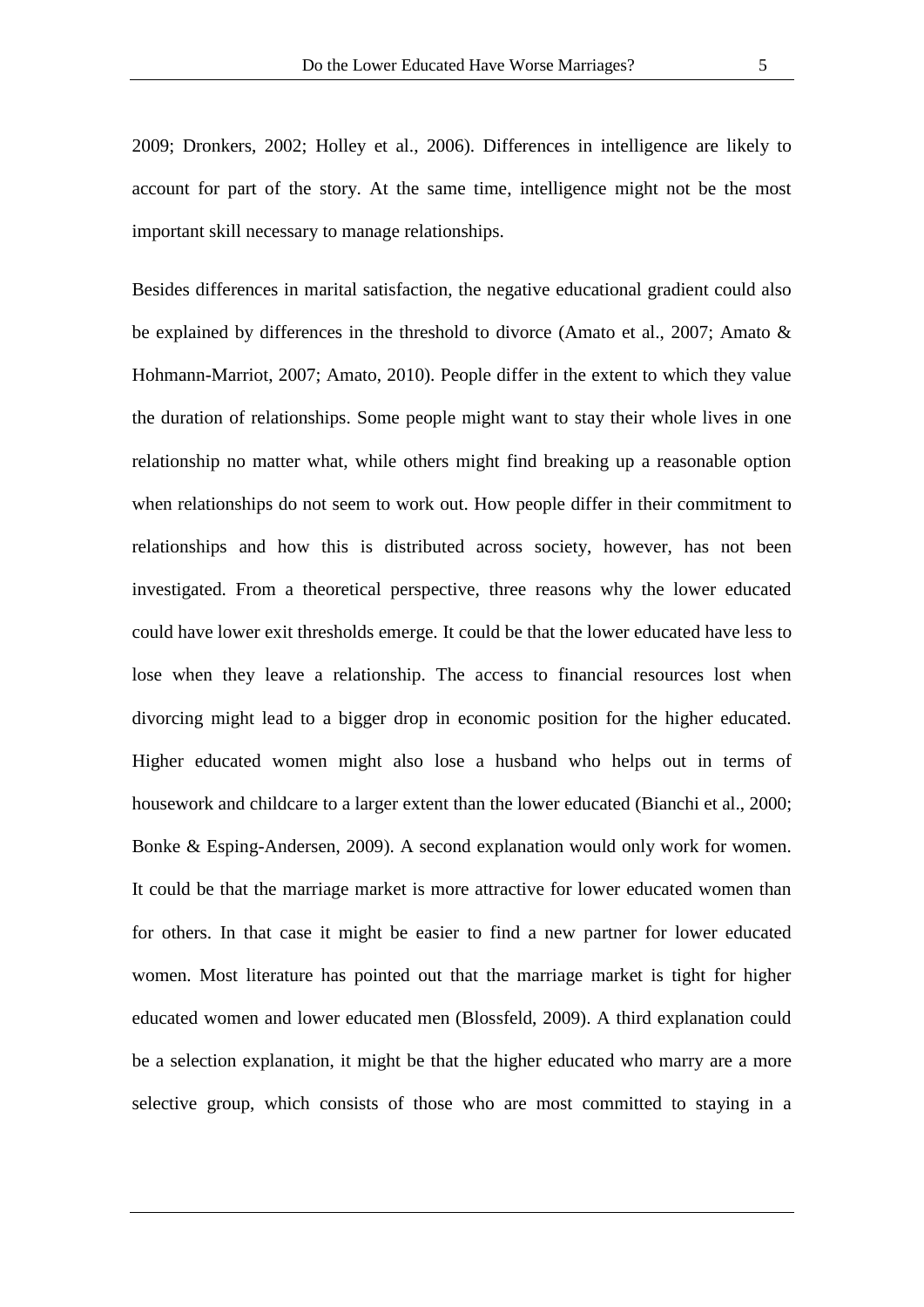2009; Dronkers, 2002; Holley et al., 2006). Differences in intelligence are likely to account for part of the story. At the same time, intelligence might not be the most important skill necessary to manage relationships.

Besides differences in marital satisfaction, the negative educational gradient could also be explained by differences in the threshold to divorce (Amato et al., 2007; Amato & Hohmann-Marriot, 2007; Amato, 2010). People differ in the extent to which they value the duration of relationships. Some people might want to stay their whole lives in one relationship no matter what, while others might find breaking up a reasonable option when relationships do not seem to work out. How people differ in their commitment to relationships and how this is distributed across society, however, has not been investigated. From a theoretical perspective, three reasons why the lower educated could have lower exit thresholds emerge. It could be that the lower educated have less to lose when they leave a relationship. The access to financial resources lost when divorcing might lead to a bigger drop in economic position for the higher educated. Higher educated women might also lose a husband who helps out in terms of housework and childcare to a larger extent than the lower educated (Bianchi et al., 2000; Bonke & Esping-Andersen, 2009). A second explanation would only work for women. It could be that the marriage market is more attractive for lower educated women than for others. In that case it might be easier to find a new partner for lower educated women. Most literature has pointed out that the marriage market is tight for higher educated women and lower educated men (Blossfeld, 2009). A third explanation could be a selection explanation, it might be that the higher educated who marry are a more selective group, which consists of those who are most committed to staying in a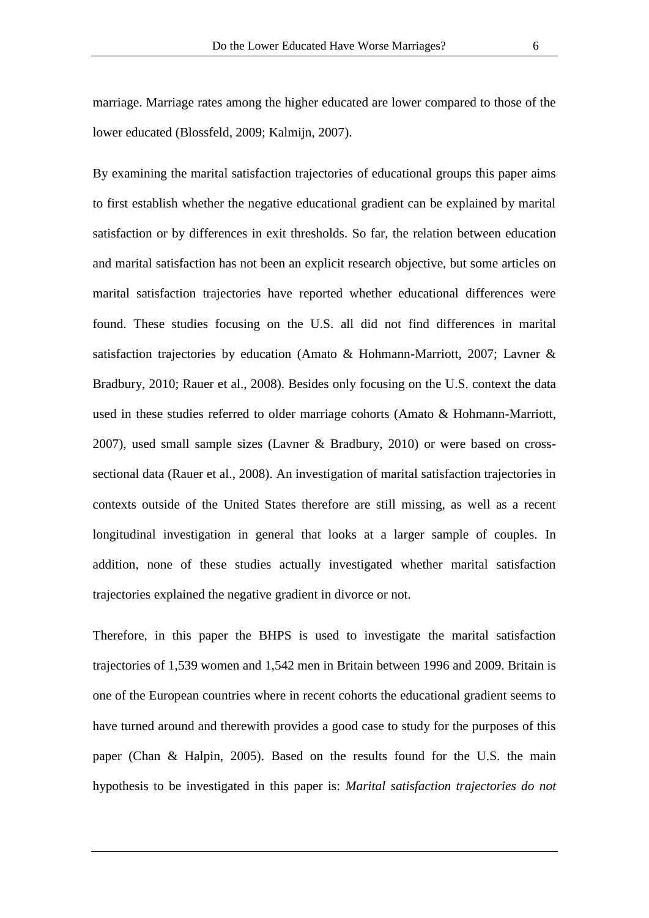marriage. Marriage rates among the higher educated are lower compared to those of the lower educated (Blossfeld, 2009; Kalmijn, 2007).

By examining the marital satisfaction trajectories of educational groups this paper aims to first establish whether the negative educational gradient can be explained by marital satisfaction or by differences in exit thresholds. So far, the relation between education and marital satisfaction has not been an explicit research objective, but some articles on marital satisfaction trajectories have reported whether educational differences were found. These studies focusing on the U.S. all did not find differences in marital satisfaction trajectories by education (Amato & Hohmann-Marriott, 2007; Lavner & Bradbury, 2010; Rauer et al., 2008). Besides only focusing on the U.S. context the data used in these studies referred to older marriage cohorts (Amato & Hohmann-Marriott, 2007), used small sample sizes (Lavner & Bradbury, 2010) or were based on cross-sectional data (Rauer et al., 2008). An investigation of marital satisfaction trajectories in contexts outside of the United States therefore are still missing, as well as a recent longitudinal investigation in general that looks at a larger sample of couples. In addition, none of these studies actually investigated whether marital satisfaction trajectories explained the negative gradient in divorce or not.

Therefore, in this paper the BHPS is used to investigate the marital satisfaction trajectories of 1,539 women and 1,542 men in Britain between 1996 and 2009. Britain is one of the European countries where in recent cohorts the educational gradient seems to have turned around and therewith provides a good case to study for the purposes of this paper (Chan & Halpin, 2005). Based on the results found for the U.S. the main hypothesis to be investigated in this paper is: *Marital satisfaction trajectories do not*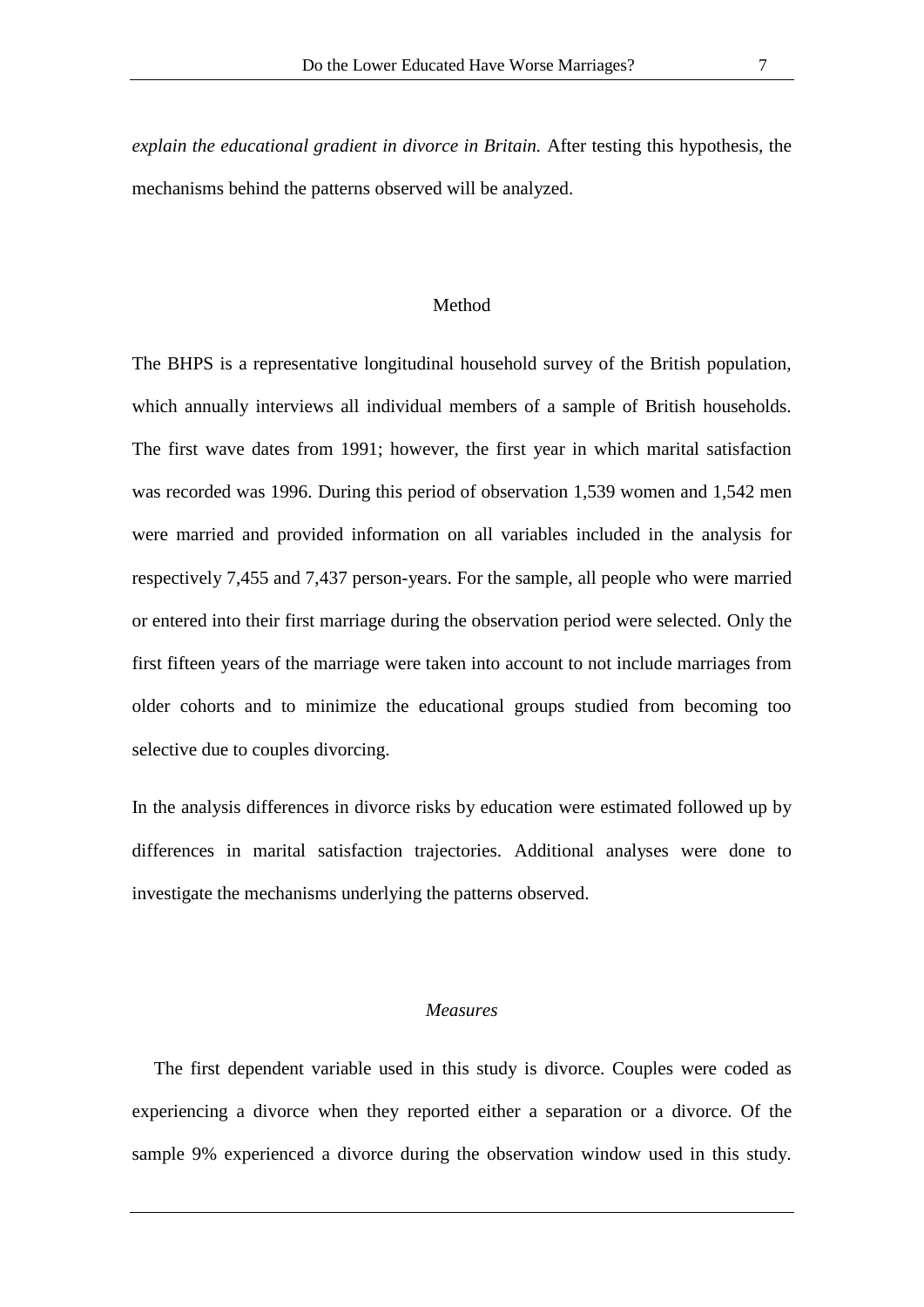*explain the educational gradient in divorce in Britain.* After testing this hypothesis, the mechanisms behind the patterns observed will be analyzed.

## Method

The BHPS is a representative longitudinal household survey of the British population, which annually interviews all individual members of a sample of British households. The first wave dates from 1991; however, the first year in which marital satisfaction was recorded was 1996. During this period of observation 1,539 women and 1,542 men were married and provided information on all variables included in the analysis for respectively 7,455 and 7,437 person-years. For the sample, all people who were married or entered into their first marriage during the observation period were selected. Only the first fifteen years of the marriage were taken into account to not include marriages from older cohorts and to minimize the educational groups studied from becoming too selective due to couples divorcing.

In the analysis differences in divorce risks by education were estimated followed up by differences in marital satisfaction trajectories. Additional analyses were done to investigate the mechanisms underlying the patterns observed.

### *Measures*

The first dependent variable used in this study is divorce. Couples were coded as experiencing a divorce when they reported either a separation or a divorce. Of the sample 9% experienced a divorce during the observation window used in this study.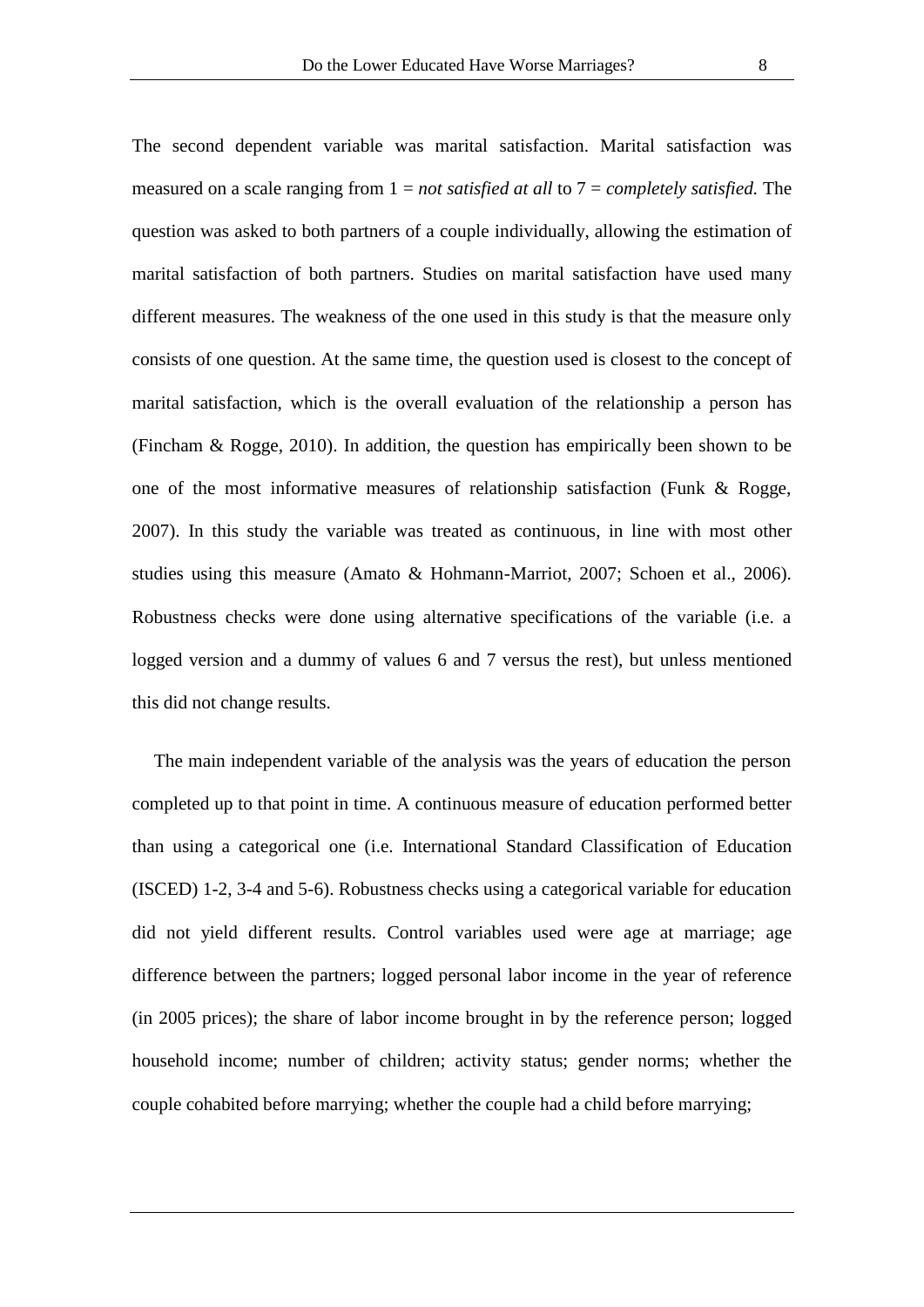The second dependent variable was marital satisfaction. Marital satisfaction was measured on a scale ranging from 1 = *not satisfied at all* to 7 = *completely satisfied.* The question was asked to both partners of a couple individually, allowing the estimation of marital satisfaction of both partners. Studies on marital satisfaction have used many different measures. The weakness of the one used in this study is that the measure only consists of one question. At the same time, the question used is closest to the concept of marital satisfaction, which is the overall evaluation of the relationship a person has (Fincham & Rogge, 2010). In addition, the question has empirically been shown to be one of the most informative measures of relationship satisfaction (Funk & Rogge, 2007). In this study the variable was treated as continuous, in line with most other studies using this measure (Amato & Hohmann-Marriot, 2007; Schoen et al., 2006). Robustness checks were done using alternative specifications of the variable (i.e. a logged version and a dummy of values 6 and 7 versus the rest), but unless mentioned this did not change results.

The main independent variable of the analysis was the years of education the person completed up to that point in time. A continuous measure of education performed better than using a categorical one (i.e. International Standard Classification of Education (ISCED) 1-2, 3-4 and 5-6). Robustness checks using a categorical variable for education did not yield different results. Control variables used were age at marriage; age difference between the partners; logged personal labor income in the year of reference (in 2005 prices); the share of labor income brought in by the reference person; logged household income; number of children; activity status; gender norms; whether the couple cohabited before marrying; whether the couple had a child before marrying;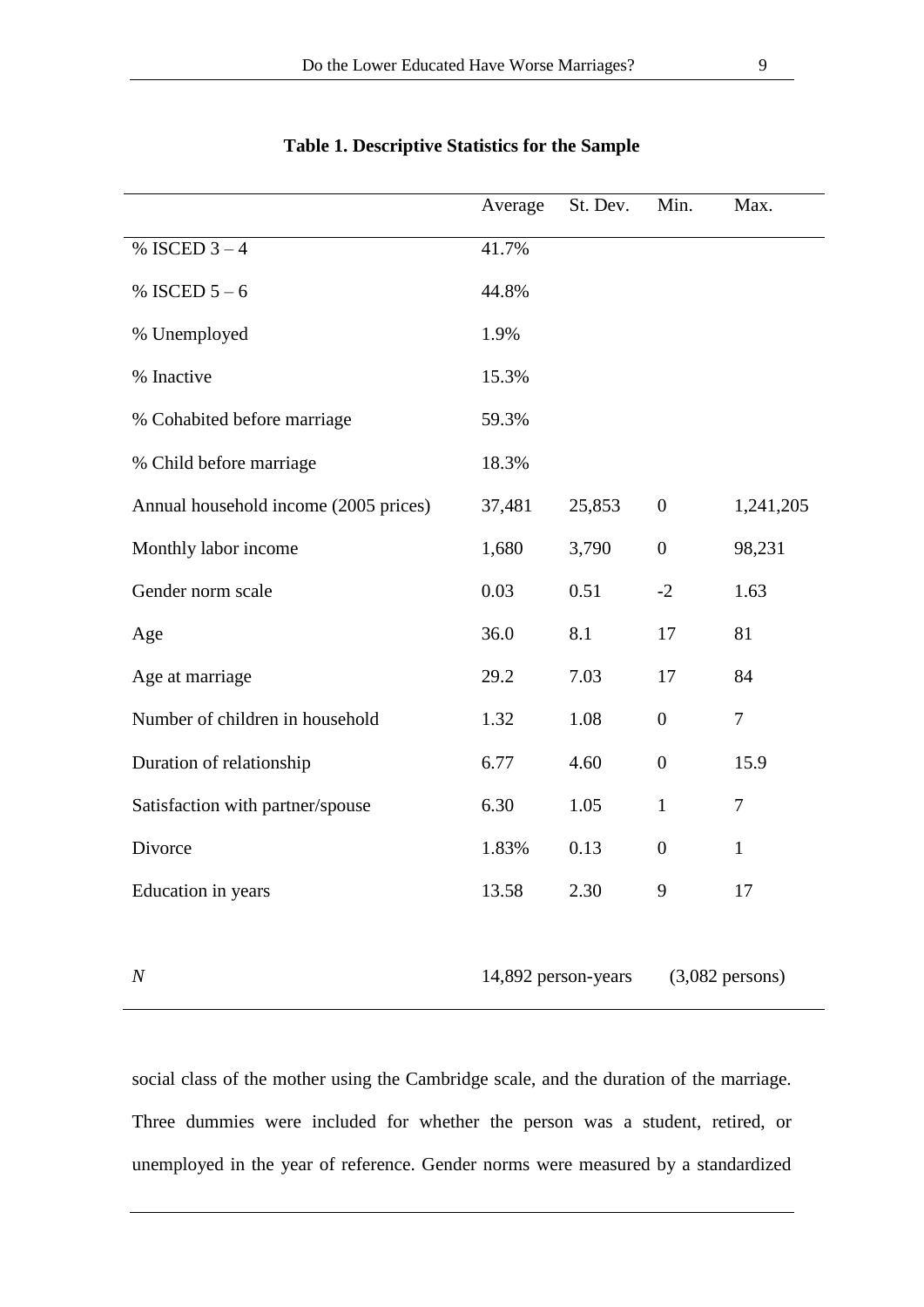**Table 1. Descriptive Statistics for the Sample**

| | Average | St. Dev. | Min. | Max. |
|---|---|---|---|---|
| % ISCED 3 – 4 | 41.7% | | | |
| % ISCED 5 – 6 | 44.8% | | | |
| % Unemployed | 1.9% | | | |
| % Inactive | 15.3% | | | |
| % Cohabited before marriage | 59.3% | | | |
| % Child before marriage | 18.3% | | | |
| Annual household income (2005 prices) | 37,481 | 25,853 | 0 | 1,241,205 |
| Monthly labor income | 1,680 | 3,790 | 0 | 98,231 |
| Gender norm scale | 0.03 | 0.51 | -2 | 1.63 |
| Age | 36.0 | 8.1 | 17 | 81 |
| Age at marriage | 29.2 | 7.03 | 17 | 84 |
| Number of children in household | 1.32 | 1.08 | 0 | 7 |
| Duration of relationship | 6.77 | 4.60 | 0 | 15.9 |
| Satisfaction with partner/spouse | 6.30 | 1.05 | 1 | 7 |
| Divorce | 1.83% | 0.13 | 0 | 1 |
| Education in years | 13.58 | 2.30 | 9 | 17 |
| *N* | 14,892 person-years | | (3,082 persons) | |

social class of the mother using the Cambridge scale, and the duration of the marriage. Three dummies were included for whether the person was a student, retired, or unemployed in the year of reference. Gender norms were measured by a standardized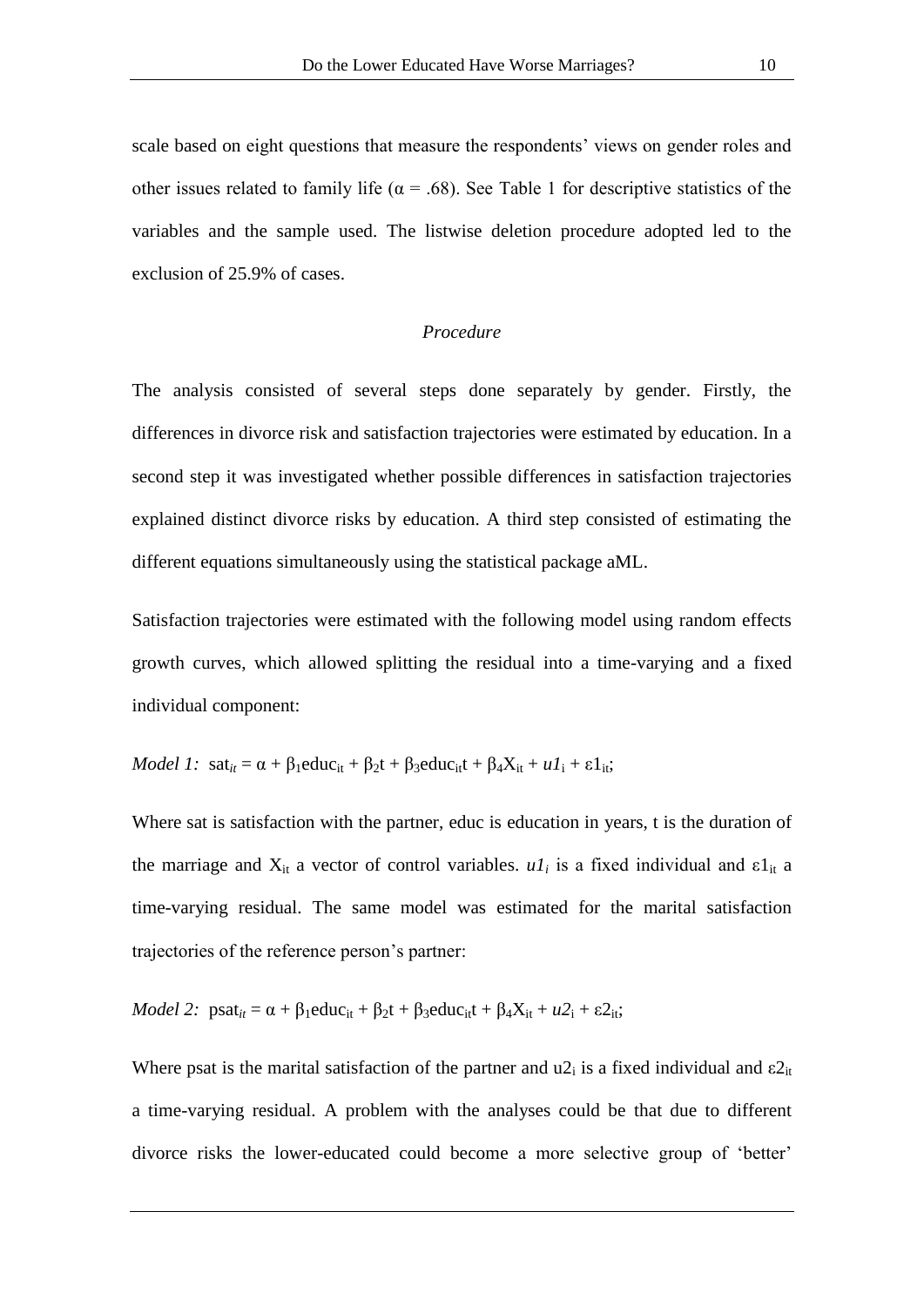scale based on eight questions that measure the respondents' views on gender roles and other issues related to family life ($\alpha = .68$). See Table 1 for descriptive statistics of the variables and the sample used. The listwise deletion procedure adopted led to the exclusion of 25.9% of cases.

### *Procedure*

The analysis consisted of several steps done separately by gender. Firstly, the differences in divorce risk and satisfaction trajectories were estimated by education. In a second step it was investigated whether possible differences in satisfaction trajectories explained distinct divorce risks by education. A third step consisted of estimating the different equations simultaneously using the statistical package aML.

Satisfaction trajectories were estimated with the following model using random effects growth curves, which allowed splitting the residual into a time-varying and a fixed individual component:

*Model 1:* $\text{sat}_{it} = \alpha + \beta_1 \text{educ}_{it} + \beta_2 t + \beta_3 \text{educ}_{it} t + \beta_4 X_{it} + u1_i + \varepsilon 1_{it}$;

Where sat is satisfaction with the partner, educ is education in years, t is the duration of the marriage and $X_{it}$ a vector of control variables. $u1_i$ is a fixed individual and $\varepsilon 1_{it}$ a time-varying residual. The same model was estimated for the marital satisfaction trajectories of the reference person's partner:

*Model 2:* $\text{psat}_{it} = \alpha + \beta_1 \text{educ}_{it} + \beta_2 t + \beta_3 \text{educ}_{it} t + \beta_4 X_{it} + u2_i + \varepsilon 2_{it}$;

Where psat is the marital satisfaction of the partner and $u2_i$ is a fixed individual and $\varepsilon 2_{it}$ a time-varying residual. A problem with the analyses could be that due to different divorce risks the lower-educated could become a more selective group of 'better'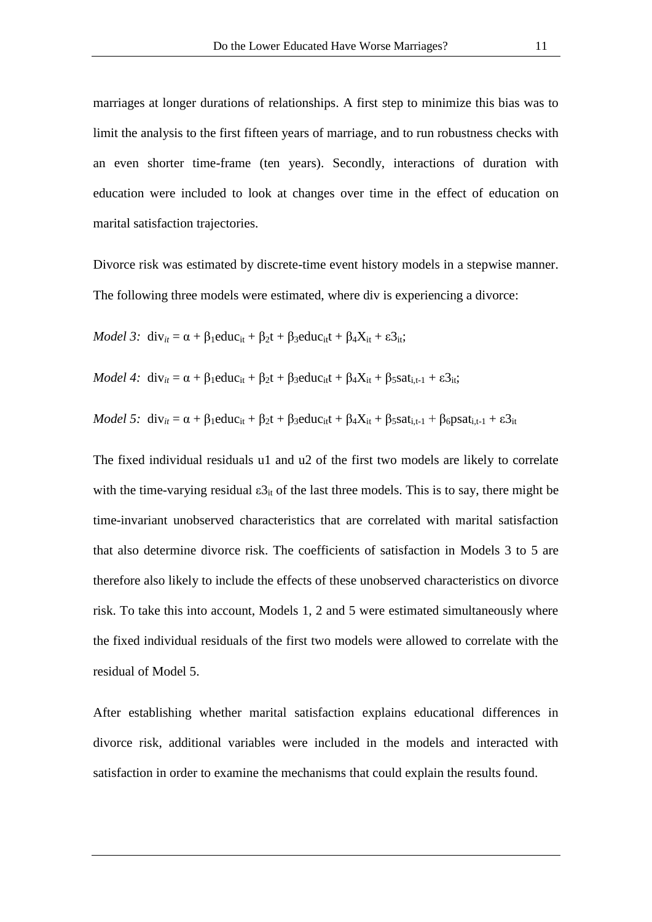marriages at longer durations of relationships. A first step to minimize this bias was to limit the analysis to the first fifteen years of marriage, and to run robustness checks with an even shorter time-frame (ten years). Secondly, interactions of duration with education were included to look at changes over time in the effect of education on marital satisfaction trajectories.

Divorce risk was estimated by discrete-time event history models in a stepwise manner. The following three models were estimated, where div is experiencing a divorce:

*Model 3:* $\text{div}_{it} = \alpha + \beta_1 \text{educ}_{it} + \beta_2 t + \beta_3 \text{educ}_{it} t + \beta_4 X_{it} + \varepsilon 3_{it}$;

*Model 4:* $\text{div}_{it} = \alpha + \beta_1 \text{educ}_{it} + \beta_2 t + \beta_3 \text{educ}_{it} t + \beta_4 X_{it} + \beta_5 \text{sat}_{i,t-1} + \varepsilon 3_{it}$;

*Model 5:* $\text{div}_{it} = \alpha + \beta_1 \text{educ}_{it} + \beta_2 t + \beta_3 \text{educ}_{it} t + \beta_4 X_{it} + \beta_5 \text{sat}_{i,t-1} + \beta_6 \text{psat}_{i,t-1} + \varepsilon 3_{it}$

The fixed individual residuals u1 and u2 of the first two models are likely to correlate with the time-varying residual $\varepsilon 3_{it}$ of the last three models. This is to say, there might be time-invariant unobserved characteristics that are correlated with marital satisfaction that also determine divorce risk. The coefficients of satisfaction in Models 3 to 5 are therefore also likely to include the effects of these unobserved characteristics on divorce risk. To take this into account, Models 1, 2 and 5 were estimated simultaneously where the fixed individual residuals of the first two models were allowed to correlate with the residual of Model 5.

After establishing whether marital satisfaction explains educational differences in divorce risk, additional variables were included in the models and interacted with satisfaction in order to examine the mechanisms that could explain the results found.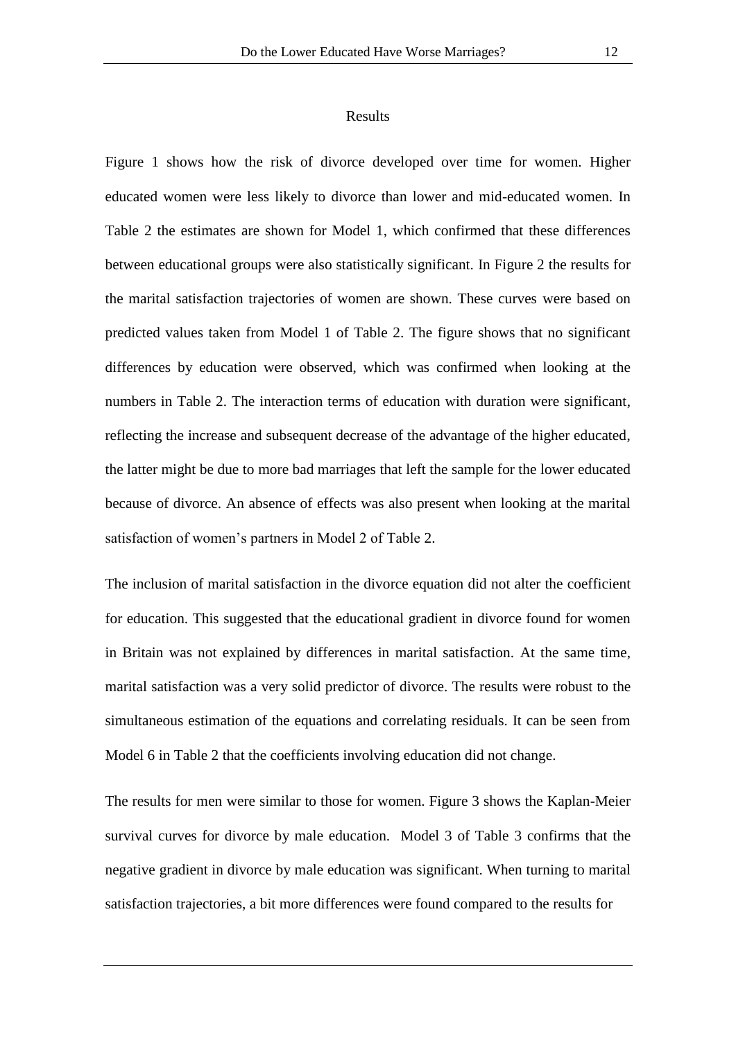## Results

Figure 1 shows how the risk of divorce developed over time for women. Higher educated women were less likely to divorce than lower and mid-educated women. In Table 2 the estimates are shown for Model 1, which confirmed that these differences between educational groups were also statistically significant. In Figure 2 the results for the marital satisfaction trajectories of women are shown. These curves were based on predicted values taken from Model 1 of Table 2. The figure shows that no significant differences by education were observed, which was confirmed when looking at the numbers in Table 2. The interaction terms of education with duration were significant, reflecting the increase and subsequent decrease of the advantage of the higher educated, the latter might be due to more bad marriages that left the sample for the lower educated because of divorce. An absence of effects was also present when looking at the marital satisfaction of women's partners in Model 2 of Table 2.

The inclusion of marital satisfaction in the divorce equation did not alter the coefficient for education. This suggested that the educational gradient in divorce found for women in Britain was not explained by differences in marital satisfaction. At the same time, marital satisfaction was a very solid predictor of divorce. The results were robust to the simultaneous estimation of the equations and correlating residuals. It can be seen from Model 6 in Table 2 that the coefficients involving education did not change.

The results for men were similar to those for women. Figure 3 shows the Kaplan-Meier survival curves for divorce by male education. Model 3 of Table 3 confirms that the negative gradient in divorce by male education was significant. When turning to marital satisfaction trajectories, a bit more differences were found compared to the results for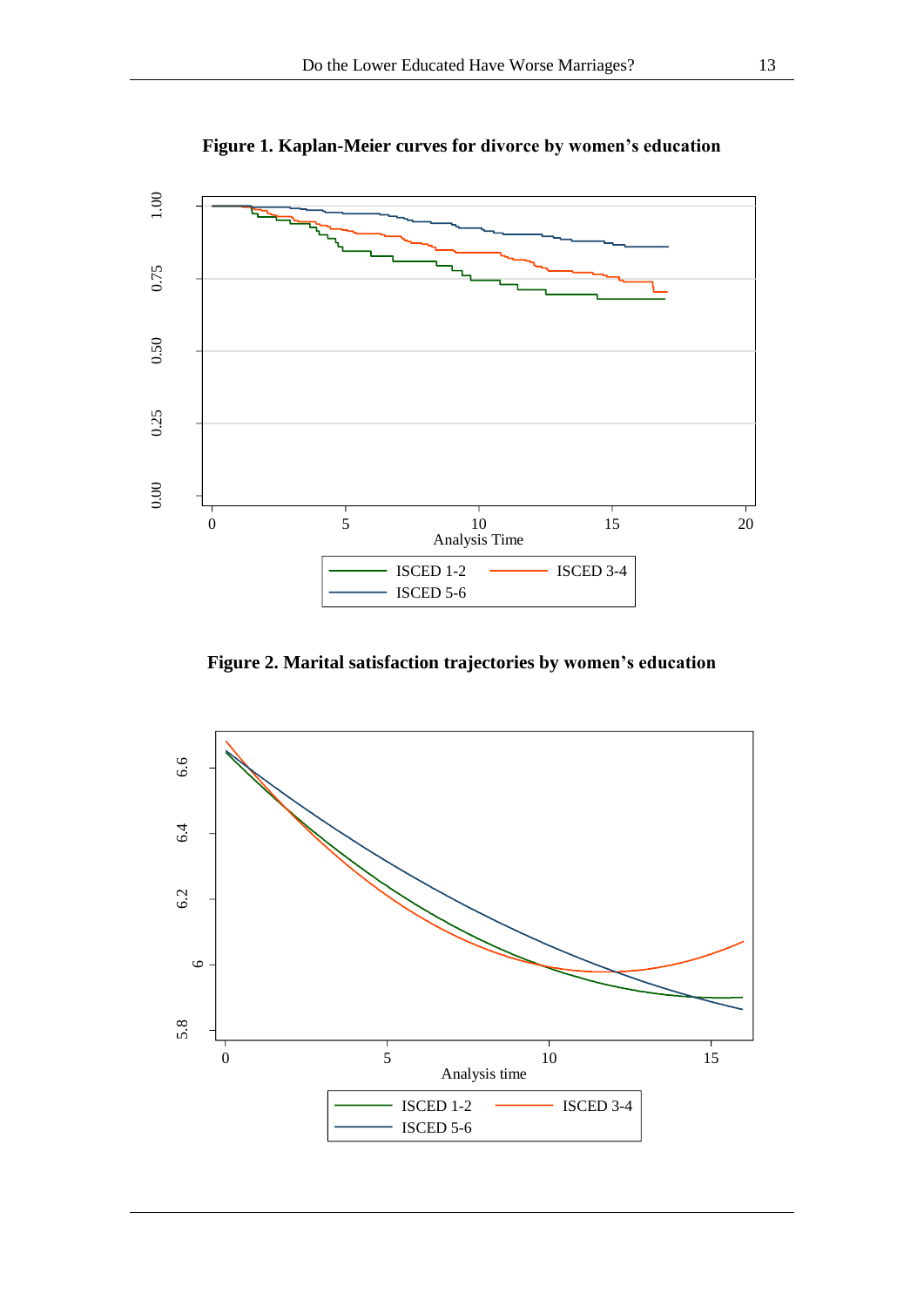**Figure 1. Kaplan-Meier curves for divorce by women's education**

**Figure 2. Marital satisfaction trajectories by women's education**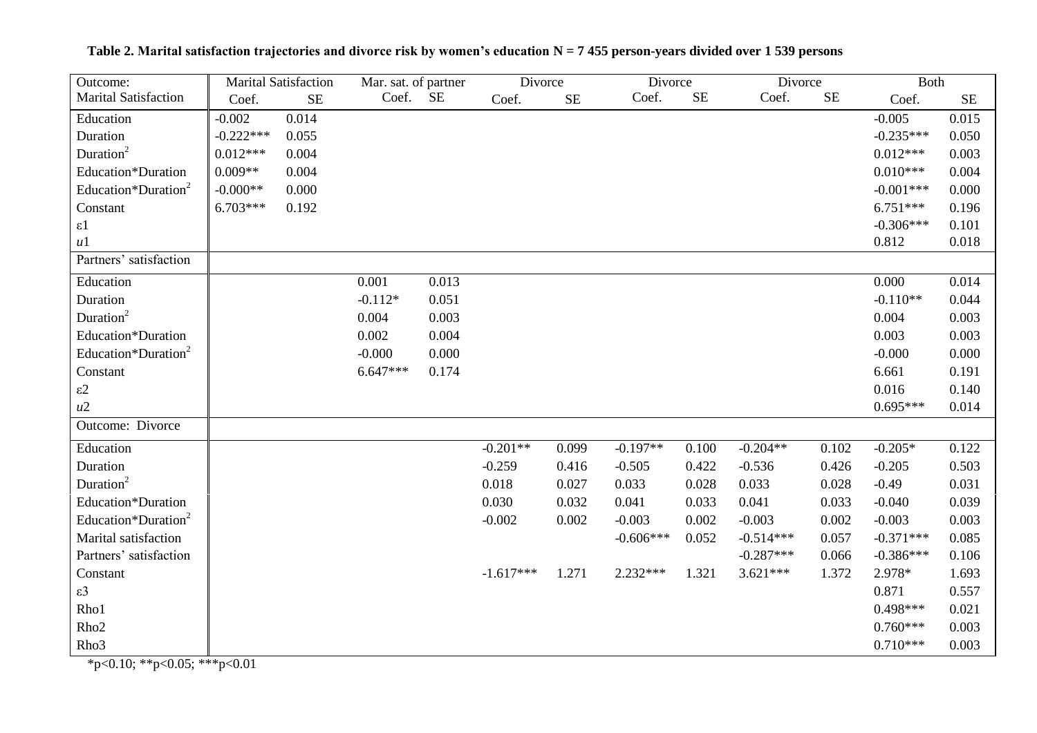**Table 2. Marital satisfaction trajectories and divorce risk by women's education N = 7 455 person-years divided over 1 539 persons**

| Outcome: | Marital Satisfaction | | Mar. sat. of partner | | Divorce | | Divorce | | Divorce | | Both | |
|---|---|---|---|---|---|---|---|---|---|---|---|---|
| Marital Satisfaction | Coef. | SE | Coef. | SE | Coef. | SE | Coef. | SE | Coef. | SE | Coef. | SE |
| Education | -0.002 | 0.014 | | | | | | | | | -0.005 | 0.015 |
| Duration | -0.222*** | 0.055 | | | | | | | | | -0.235*** | 0.050 |
| Duration$^2$ | 0.012*** | 0.004 | | | | | | | | | 0.012*** | 0.003 |
| Education*Duration | 0.009** | 0.004 | | | | | | | | | 0.010*** | 0.004 |
| Education*Duration$^2$ | -0.000** | 0.000 | | | | | | | | | -0.001*** | 0.000 |
| Constant | 6.703*** | 0.192 | | | | | | | | | 6.751*** | 0.196 |
| $\varepsilon 1$ | | | | | | | | | | | -0.306*** | 0.101 |
| $u1$ | | | | | | | | | | | 0.812 | 0.018 |
| Partners' satisfaction | | | | | | | | | | | | |
| Education | | | 0.001 | 0.013 | | | | | | | 0.000 | 0.014 |
| Duration | | | -0.112* | 0.051 | | | | | | | -0.110** | 0.044 |
| Duration$^2$ | | | 0.004 | 0.003 | | | | | | | 0.004 | 0.003 |
| Education*Duration | | | 0.002 | 0.004 | | | | | | | 0.003 | 0.003 |
| Education*Duration$^2$ | | | -0.000 | 0.000 | | | | | | | -0.000 | 0.000 |
| Constant | | | 6.647*** | 0.174 | | | | | | | 6.661 | 0.191 |
| $\varepsilon 2$ | | | | | | | | | | | 0.016 | 0.140 |
| $u2$ | | | | | | | | | | | 0.695*** | 0.014 |
| Outcome: Divorce | | | | | | | | | | | | |
| Education | | | | | -0.201** | 0.099 | -0.197** | 0.100 | -0.204** | 0.102 | -0.205* | 0.122 |
| Duration | | | | | -0.259 | 0.416 | -0.505 | 0.422 | -0.536 | 0.426 | -0.205 | 0.503 |
| Duration$^2$ | | | | | 0.018 | 0.027 | 0.033 | 0.028 | 0.033 | 0.028 | -0.49 | 0.031 |
| Education*Duration | | | | | 0.030 | 0.032 | 0.041 | 0.033 | 0.041 | 0.033 | -0.040 | 0.039 |
| Education*Duration$^2$ | | | | | -0.002 | 0.002 | -0.003 | 0.002 | -0.003 | 0.002 | -0.003 | 0.003 |
| Marital satisfaction | | | | | | | -0.606*** | 0.052 | -0.514*** | 0.057 | -0.371*** | 0.085 |
| Partners' satisfaction | | | | | | | | | -0.287*** | 0.066 | -0.386*** | 0.106 |
| Constant | | | | | -1.617*** | 1.271 | 2.232*** | 1.321 | 3.621*** | 1.372 | 2.978* | 1.693 |
| $\varepsilon 3$ | | | | | | | | | | | 0.871 | 0.557 |
| Rho1 | | | | | | | | | | | 0.498*** | 0.021 |
| Rho2 | | | | | | | | | | | 0.760*** | 0.003 |
| Rho3 | | | | | | | | | | | 0.710*** | 0.003 |

*p<0.10; **p<0.05; ***p<0.01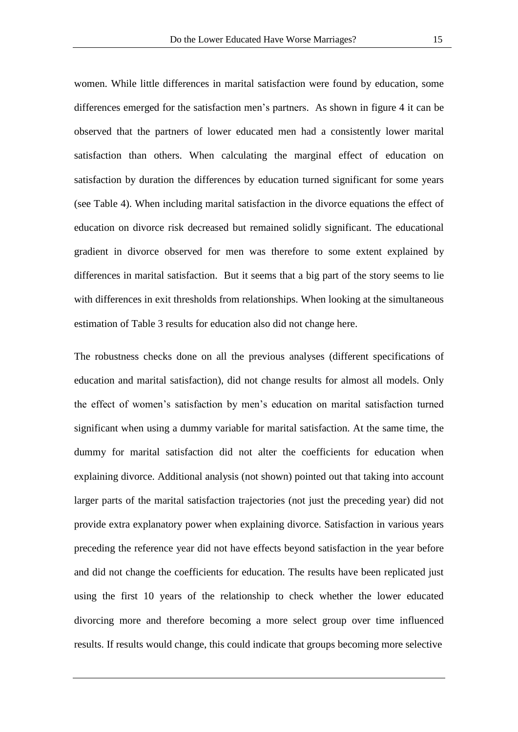women. While little differences in marital satisfaction were found by education, some differences emerged for the satisfaction men's partners. As shown in figure 4 it can be observed that the partners of lower educated men had a consistently lower marital satisfaction than others. When calculating the marginal effect of education on satisfaction by duration the differences by education turned significant for some years (see Table 4). When including marital satisfaction in the divorce equations the effect of education on divorce risk decreased but remained solidly significant. The educational gradient in divorce observed for men was therefore to some extent explained by differences in marital satisfaction. But it seems that a big part of the story seems to lie with differences in exit thresholds from relationships. When looking at the simultaneous estimation of Table 3 results for education also did not change here.

The robustness checks done on all the previous analyses (different specifications of education and marital satisfaction), did not change results for almost all models. Only the effect of women's satisfaction by men's education on marital satisfaction turned significant when using a dummy variable for marital satisfaction. At the same time, the dummy for marital satisfaction did not alter the coefficients for education when explaining divorce. Additional analysis (not shown) pointed out that taking into account larger parts of the marital satisfaction trajectories (not just the preceding year) did not provide extra explanatory power when explaining divorce. Satisfaction in various years preceding the reference year did not have effects beyond satisfaction in the year before and did not change the coefficients for education. The results have been replicated just using the first 10 years of the relationship to check whether the lower educated divorcing more and therefore becoming a more select group over time influenced results. If results would change, this could indicate that groups becoming more selective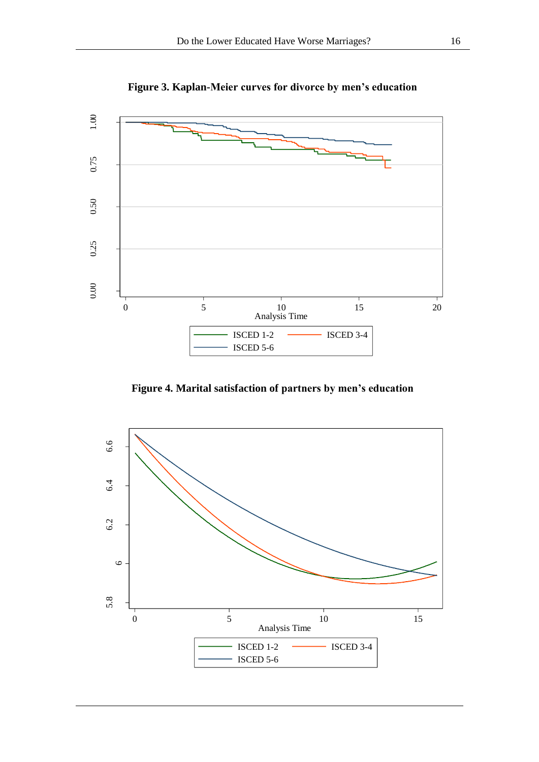**Figure 3. Kaplan-Meier curves for divorce by men's education**

**Figure 4. Marital satisfaction of partners by men's education**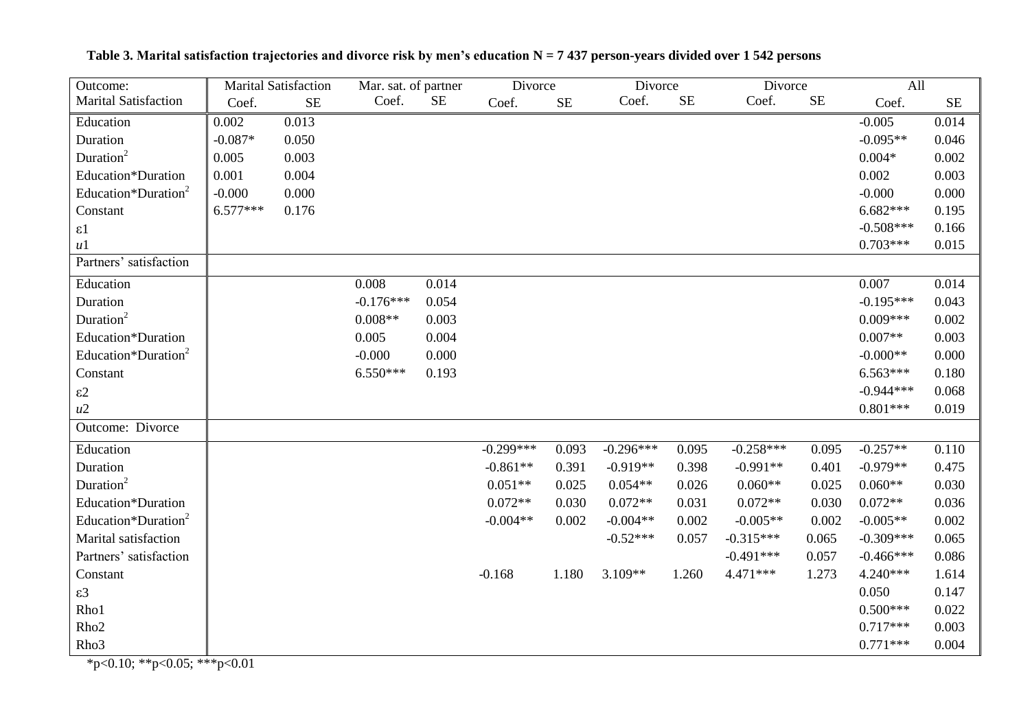**Table 3. Marital satisfaction trajectories and divorce risk by men's education N = 7 437 person-years divided over 1 542 persons**

| Outcome: Marital Satisfaction | Marital Satisfaction Coef. | SE | Mar. sat. of partner Coef. | SE | Divorce Coef. | SE | Divorce Coef. | SE | Divorce Coef. | SE | All Coef. | SE |
|---|---|---|---|---|---|---|---|---|---|---|---|---|
| Education | 0.002 | 0.013 | | | | | | | | | -0.005 | 0.014 |
| Duration | -0.087* | 0.050 | | | | | | | | | -0.095** | 0.046 |
| Duration$^2$ | 0.005 | 0.003 | | | | | | | | | 0.004* | 0.002 |
| Education*Duration | 0.001 | 0.004 | | | | | | | | | 0.002 | 0.003 |
| Education*Duration$^2$ | -0.000 | 0.000 | | | | | | | | | -0.000 | 0.000 |
| Constant | 6.577*** | 0.176 | | | | | | | | | 6.682*** | 0.195 |
| ε1 | | | | | | | | | | | -0.508*** | 0.166 |
| $u$1 | | | | | | | | | | | 0.703*** | 0.015 |
| Partners' satisfaction | | | | | | | | | | | | |
| Education | | | 0.008 | 0.014 | | | | | | | 0.007 | 0.014 |
| Duration | | | -0.176*** | 0.054 | | | | | | | -0.195*** | 0.043 |
| Duration$^2$ | | | 0.008** | 0.003 | | | | | | | 0.009*** | 0.002 |
| Education*Duration | | | 0.005 | 0.004 | | | | | | | 0.007** | 0.003 |
| Education*Duration$^2$ | | | -0.000 | 0.000 | | | | | | | -0.000** | 0.000 |
| Constant | | | 6.550*** | 0.193 | | | | | | | 6.563*** | 0.180 |
| ε2 | | | | | | | | | | | -0.944*** | 0.068 |
| $u$2 | | | | | | | | | | | 0.801*** | 0.019 |
| Outcome: Divorce | | | | | | | | | | | | |
| Education | | | | | -0.299*** | 0.093 | -0.296*** | 0.095 | -0.258*** | 0.095 | -0.257** | 0.110 |
| Duration | | | | | -0.861** | 0.391 | -0.919** | 0.398 | -0.991** | 0.401 | -0.979** | 0.475 |
| Duration$^2$ | | | | | 0.051** | 0.025 | 0.054** | 0.026 | 0.060** | 0.025 | 0.060** | 0.030 |
| Education*Duration | | | | | 0.072** | 0.030 | 0.072** | 0.031 | 0.072** | 0.030 | 0.072** | 0.036 |
| Education*Duration$^2$ | | | | | -0.004** | 0.002 | -0.004** | 0.002 | -0.005** | 0.002 | -0.005** | 0.002 |
| Marital satisfaction | | | | | | | -0.52*** | 0.057 | -0.315*** | 0.065 | -0.309*** | 0.065 |
| Partners' satisfaction | | | | | | | | | -0.491*** | 0.057 | -0.466*** | 0.086 |
| Constant | | | | | -0.168 | 1.180 | 3.109** | 1.260 | 4.471*** | 1.273 | 4.240*** | 1.614 |
| ε3 | | | | | | | | | | | 0.050 | 0.147 |
| Rho1 | | | | | | | | | | | 0.500*** | 0.022 |
| Rho2 | | | | | | | | | | | 0.717*** | 0.003 |
| Rho3 | | | | | | | | | | | 0.771*** | 0.004 |

*p<0.10; **p<0.05; ***p<0.01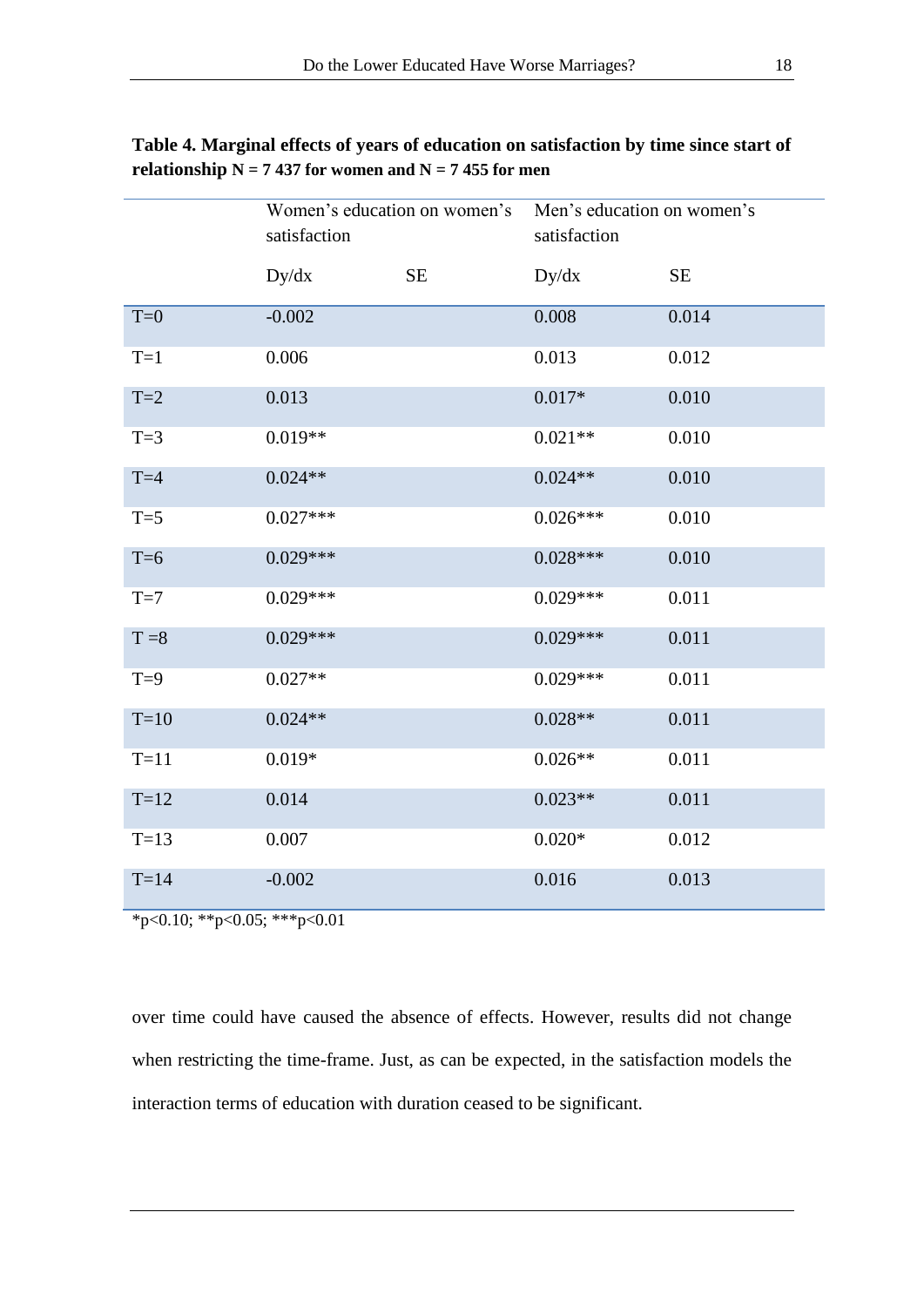**Table 4. Marginal effects of years of education on satisfaction by time since start of relationship N = 7 437 for women and N = 7 455 for men**

| | Women's education on women's satisfaction | | Men's education on women's satisfaction | |
|---|---|---|---|---|
| | Dy/dx | SE | Dy/dx | SE |
| T=0 | -0.002 | | 0.008 | 0.014 |
| T=1 | 0.006 | | 0.013 | 0.012 |
| T=2 | 0.013 | | 0.017* | 0.010 |
| T=3 | 0.019** | | 0.021** | 0.010 |
| T=4 | 0.024** | | 0.024** | 0.010 |
| T=5 | 0.027*** | | 0.026*** | 0.010 |
| T=6 | 0.029*** | | 0.028*** | 0.010 |
| T=7 | 0.029*** | | 0.029*** | 0.011 |
| T =8 | 0.029*** | | 0.029*** | 0.011 |
| T=9 | 0.027** | | 0.029*** | 0.011 |
| T=10 | 0.024** | | 0.028** | 0.011 |
| T=11 | 0.019* | | 0.026** | 0.011 |
| T=12 | 0.014 | | 0.023** | 0.011 |
| T=13 | 0.007 | | 0.020* | 0.012 |
| T=14 | -0.002 | | 0.016 | 0.013 |

*p<0.10; **p<0.05; ***p<0.01

over time could have caused the absence of effects. However, results did not change when restricting the time-frame. Just, as can be expected, in the satisfaction models the interaction terms of education with duration ceased to be significant.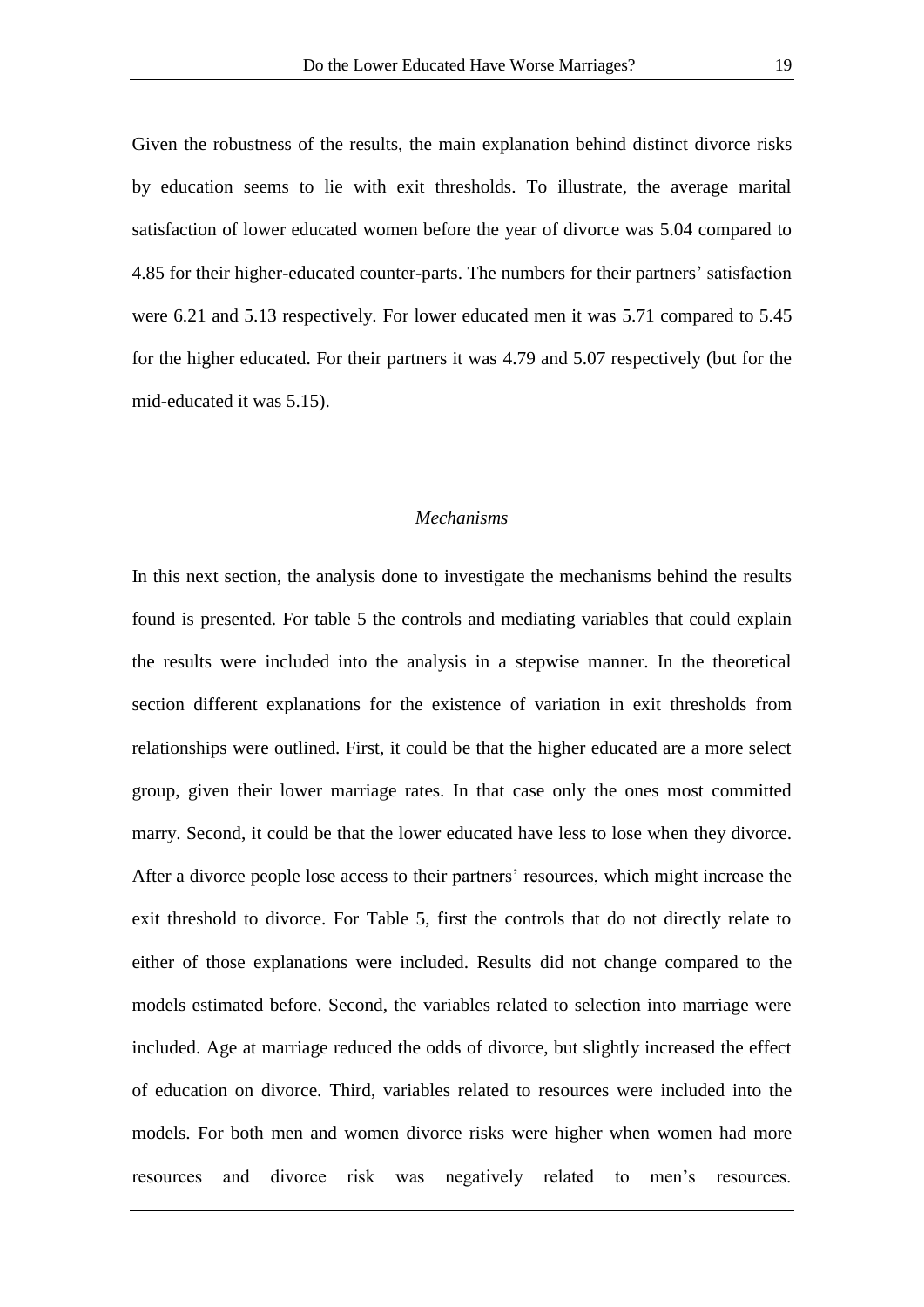Given the robustness of the results, the main explanation behind distinct divorce risks by education seems to lie with exit thresholds. To illustrate, the average marital satisfaction of lower educated women before the year of divorce was 5.04 compared to 4.85 for their higher-educated counter-parts. The numbers for their partners' satisfaction were 6.21 and 5.13 respectively. For lower educated men it was 5.71 compared to 5.45 for the higher educated. For their partners it was 4.79 and 5.07 respectively (but for the mid-educated it was 5.15).

### *Mechanisms*

In this next section, the analysis done to investigate the mechanisms behind the results found is presented. For table 5 the controls and mediating variables that could explain the results were included into the analysis in a stepwise manner. In the theoretical section different explanations for the existence of variation in exit thresholds from relationships were outlined. First, it could be that the higher educated are a more select group, given their lower marriage rates. In that case only the ones most committed marry. Second, it could be that the lower educated have less to lose when they divorce. After a divorce people lose access to their partners' resources, which might increase the exit threshold to divorce. For Table 5, first the controls that do not directly relate to either of those explanations were included. Results did not change compared to the models estimated before. Second, the variables related to selection into marriage were included. Age at marriage reduced the odds of divorce, but slightly increased the effect of education on divorce. Third, variables related to resources were included into the models. For both men and women divorce risks were higher when women had more resources and divorce risk was negatively related to men's resources.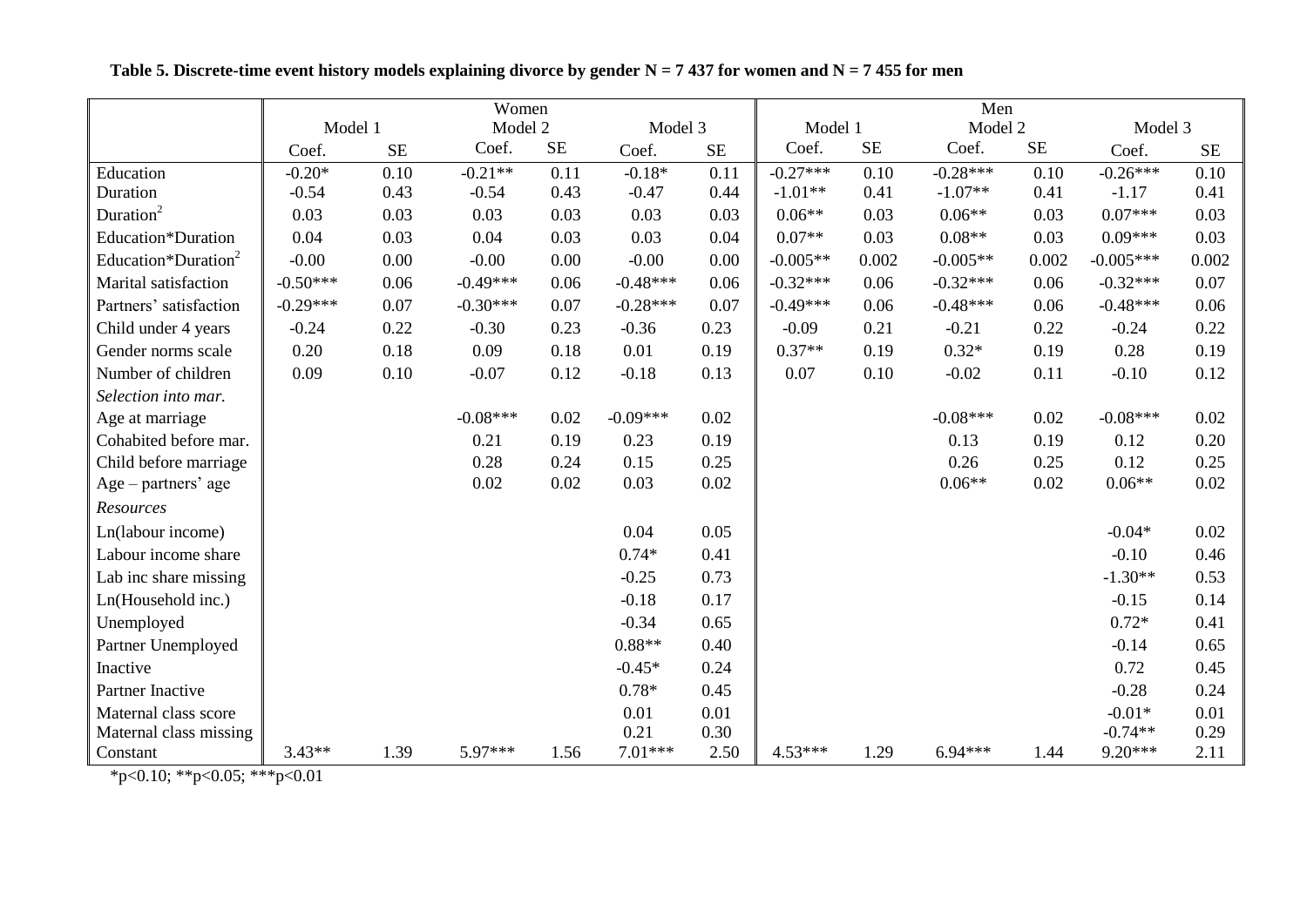**Table 5. Discrete-time event history models explaining divorce by gender N = 7 437 for women and N = 7 455 for men**

| | Women | | | | | | Men | | | | | |
|---|---|---|---|---|---|---|---|---|---|---|---|---|
| | Model 1 | | Model 2 | | Model 3 | | Model 1 | | Model 2 | | Model 3 | |
| | Coef. | SE | Coef. | SE | Coef. | SE | Coef. | SE | Coef. | SE | Coef. | SE |
| Education | -0.20* | 0.10 | -0.21** | 0.11 | -0.18* | 0.11 | -0.27*** | 0.10 | -0.28*** | 0.10 | -0.26*** | 0.10 |
| Duration | -0.54 | 0.43 | -0.54 | 0.43 | -0.47 | 0.44 | -1.01** | 0.41 | -1.07** | 0.41 | -1.17 | 0.41 |
| Duration$^2$ | 0.03 | 0.03 | 0.03 | 0.03 | 0.03 | 0.03 | 0.06** | 0.03 | 0.06** | 0.03 | 0.07*** | 0.03 |
| Education*Duration | 0.04 | 0.03 | 0.04 | 0.03 | 0.03 | 0.04 | 0.07** | 0.03 | 0.08** | 0.03 | 0.09*** | 0.03 |
| Education*Duration$^2$ | -0.00 | 0.00 | -0.00 | 0.00 | -0.00 | 0.00 | -0.005** | 0.002 | -0.005** | 0.002 | -0.005*** | 0.002 |
| Marital satisfaction | -0.50*** | 0.06 | -0.49*** | 0.06 | -0.48*** | 0.06 | -0.32*** | 0.06 | -0.32*** | 0.06 | -0.32*** | 0.07 |
| Partners' satisfaction | -0.29*** | 0.07 | -0.30*** | 0.07 | -0.28*** | 0.07 | -0.49*** | 0.06 | -0.48*** | 0.06 | -0.48*** | 0.06 |
| Child under 4 years | -0.24 | 0.22 | -0.30 | 0.23 | -0.36 | 0.23 | -0.09 | 0.21 | -0.21 | 0.22 | -0.24 | 0.22 |
| Gender norms scale | 0.20 | 0.18 | 0.09 | 0.18 | 0.01 | 0.19 | 0.37** | 0.19 | 0.32* | 0.19 | 0.28 | 0.19 |
| Number of children | 0.09 | 0.10 | -0.07 | 0.12 | -0.18 | 0.13 | 0.07 | 0.10 | -0.02 | 0.11 | -0.10 | 0.12 |
| *Selection into mar.* | | | | | | | | | | | | |
| Age at marriage | | | -0.08*** | 0.02 | -0.09*** | 0.02 | | | -0.08*** | 0.02 | -0.08*** | 0.02 |
| Cohabited before mar. | | | 0.21 | 0.19 | 0.23 | 0.19 | | | 0.13 | 0.19 | 0.12 | 0.20 |
| Child before marriage | | | 0.28 | 0.24 | 0.15 | 0.25 | | | 0.26 | 0.25 | 0.12 | 0.25 |
| Age – partners' age | | | 0.02 | 0.02 | 0.03 | 0.02 | | | 0.06** | 0.02 | 0.06** | 0.02 |
| *Resources* | | | | | | | | | | | | |
| Ln(labour income) | | | | | 0.04 | 0.05 | | | | | -0.04* | 0.02 |
| Labour income share | | | | | 0.74* | 0.41 | | | | | -0.10 | 0.46 |
| Lab inc share missing | | | | | -0.25 | 0.73 | | | | | -1.30** | 0.53 |
| Ln(Household inc.) | | | | | -0.18 | 0.17 | | | | | -0.15 | 0.14 |
| Unemployed | | | | | -0.34 | 0.65 | | | | | 0.72* | 0.41 |
| Partner Unemployed | | | | | 0.88** | 0.40 | | | | | -0.14 | 0.65 |
| Inactive | | | | | -0.45* | 0.24 | | | | | 0.72 | 0.45 |
| Partner Inactive | | | | | 0.78* | 0.45 | | | | | -0.28 | 0.24 |
| Maternal class score | | | | | 0.01 | 0.01 | | | | | -0.01* | 0.01 |
| Maternal class missing | | | | | 0.21 | 0.30 | | | | | -0.74** | 0.29 |
| Constant | 3.43** | 1.39 | 5.97*** | 1.56 | 7.01*** | 2.50 | 4.53*** | 1.29 | 6.94*** | 1.44 | 9.20*** | 2.11 |

*p<0.10; **p<0.05; ***p<0.01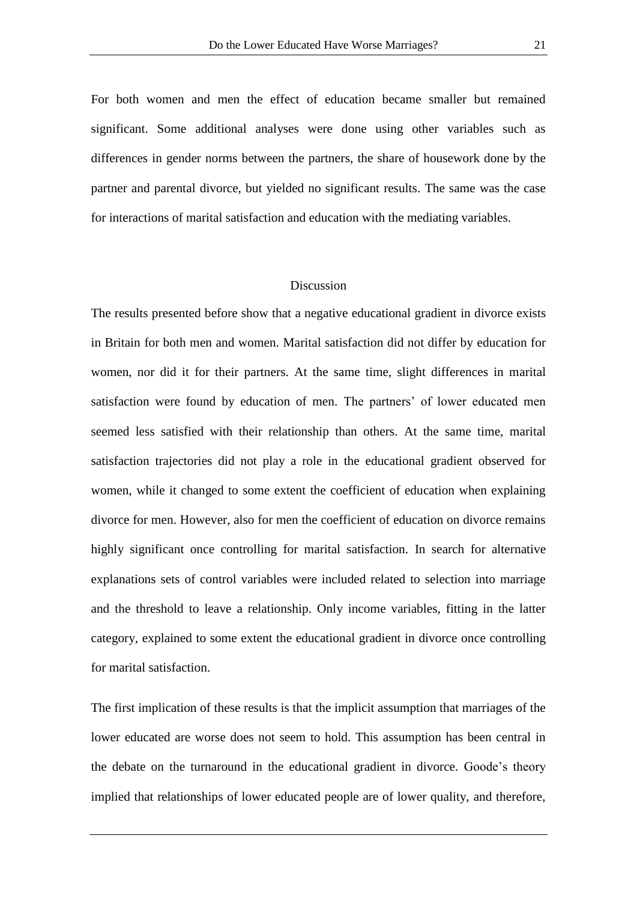For both women and men the effect of education became smaller but remained significant. Some additional analyses were done using other variables such as differences in gender norms between the partners, the share of housework done by the partner and parental divorce, but yielded no significant results. The same was the case for interactions of marital satisfaction and education with the mediating variables.

## Discussion

The results presented before show that a negative educational gradient in divorce exists in Britain for both men and women. Marital satisfaction did not differ by education for women, nor did it for their partners. At the same time, slight differences in marital satisfaction were found by education of men. The partners' of lower educated men seemed less satisfied with their relationship than others. At the same time, marital satisfaction trajectories did not play a role in the educational gradient observed for women, while it changed to some extent the coefficient of education when explaining divorce for men. However, also for men the coefficient of education on divorce remains highly significant once controlling for marital satisfaction. In search for alternative explanations sets of control variables were included related to selection into marriage and the threshold to leave a relationship. Only income variables, fitting in the latter category, explained to some extent the educational gradient in divorce once controlling for marital satisfaction.

The first implication of these results is that the implicit assumption that marriages of the lower educated are worse does not seem to hold. This assumption has been central in the debate on the turnaround in the educational gradient in divorce. Goode's theory implied that relationships of lower educated people are of lower quality, and therefore,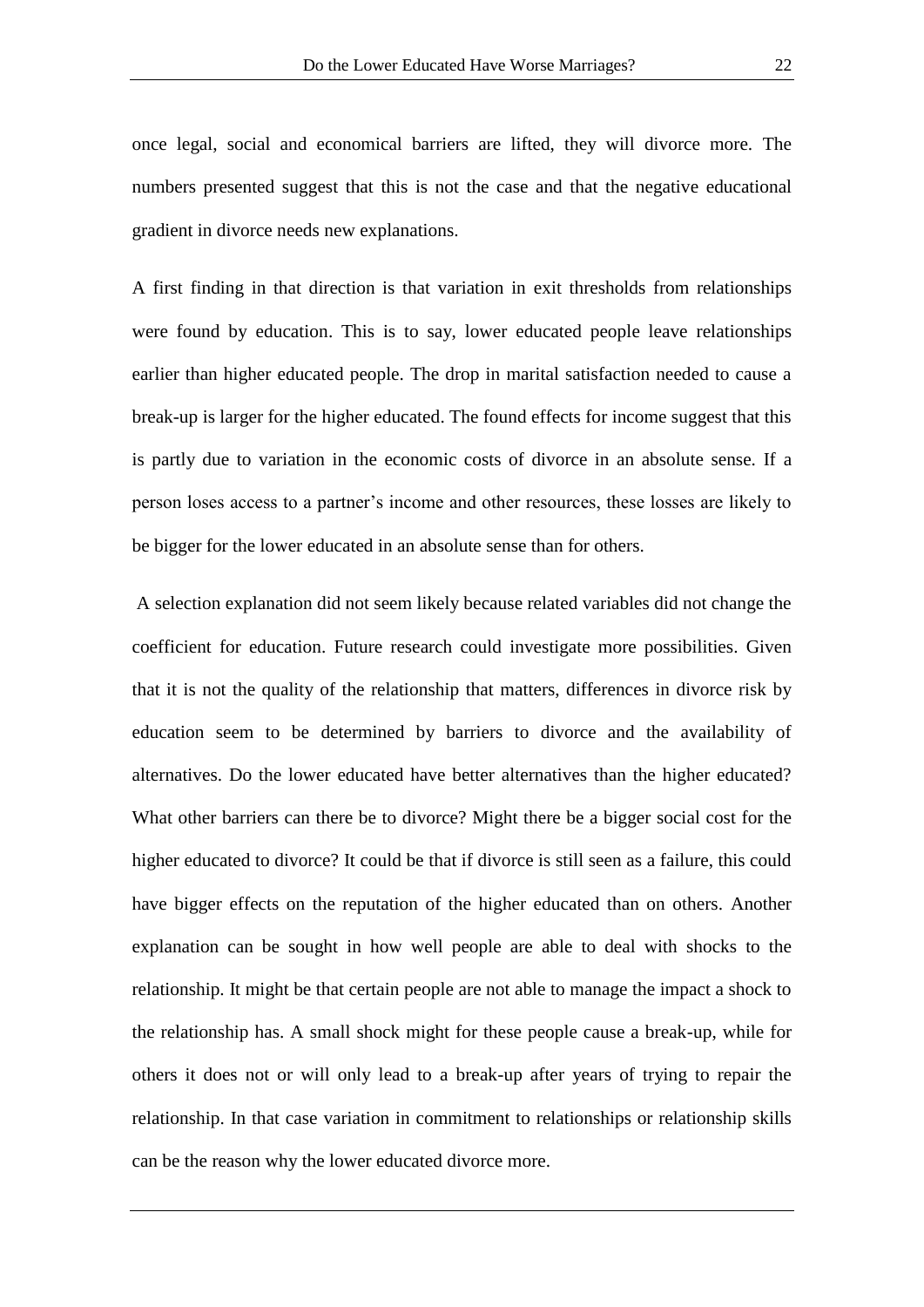once legal, social and economical barriers are lifted, they will divorce more. The numbers presented suggest that this is not the case and that the negative educational gradient in divorce needs new explanations.

A first finding in that direction is that variation in exit thresholds from relationships were found by education. This is to say, lower educated people leave relationships earlier than higher educated people. The drop in marital satisfaction needed to cause a break-up is larger for the higher educated. The found effects for income suggest that this is partly due to variation in the economic costs of divorce in an absolute sense. If a person loses access to a partner's income and other resources, these losses are likely to be bigger for the lower educated in an absolute sense than for others.

A selection explanation did not seem likely because related variables did not change the coefficient for education. Future research could investigate more possibilities. Given that it is not the quality of the relationship that matters, differences in divorce risk by education seem to be determined by barriers to divorce and the availability of alternatives. Do the lower educated have better alternatives than the higher educated? What other barriers can there be to divorce? Might there be a bigger social cost for the higher educated to divorce? It could be that if divorce is still seen as a failure, this could have bigger effects on the reputation of the higher educated than on others. Another explanation can be sought in how well people are able to deal with shocks to the relationship. It might be that certain people are not able to manage the impact a shock to the relationship has. A small shock might for these people cause a break-up, while for others it does not or will only lead to a break-up after years of trying to repair the relationship. In that case variation in commitment to relationships or relationship skills can be the reason why the lower educated divorce more.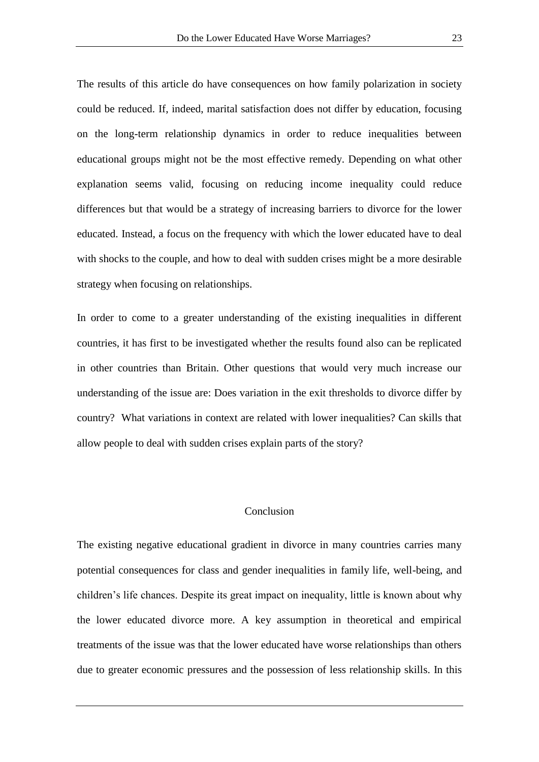The results of this article do have consequences on how family polarization in society could be reduced. If, indeed, marital satisfaction does not differ by education, focusing on the long-term relationship dynamics in order to reduce inequalities between educational groups might not be the most effective remedy. Depending on what other explanation seems valid, focusing on reducing income inequality could reduce differences but that would be a strategy of increasing barriers to divorce for the lower educated. Instead, a focus on the frequency with which the lower educated have to deal with shocks to the couple, and how to deal with sudden crises might be a more desirable strategy when focusing on relationships.

In order to come to a greater understanding of the existing inequalities in different countries, it has first to be investigated whether the results found also can be replicated in other countries than Britain. Other questions that would very much increase our understanding of the issue are: Does variation in the exit thresholds to divorce differ by country? What variations in context are related with lower inequalities? Can skills that allow people to deal with sudden crises explain parts of the story?

## Conclusion

The existing negative educational gradient in divorce in many countries carries many potential consequences for class and gender inequalities in family life, well-being, and children's life chances. Despite its great impact on inequality, little is known about why the lower educated divorce more. A key assumption in theoretical and empirical treatments of the issue was that the lower educated have worse relationships than others due to greater economic pressures and the possession of less relationship skills. In this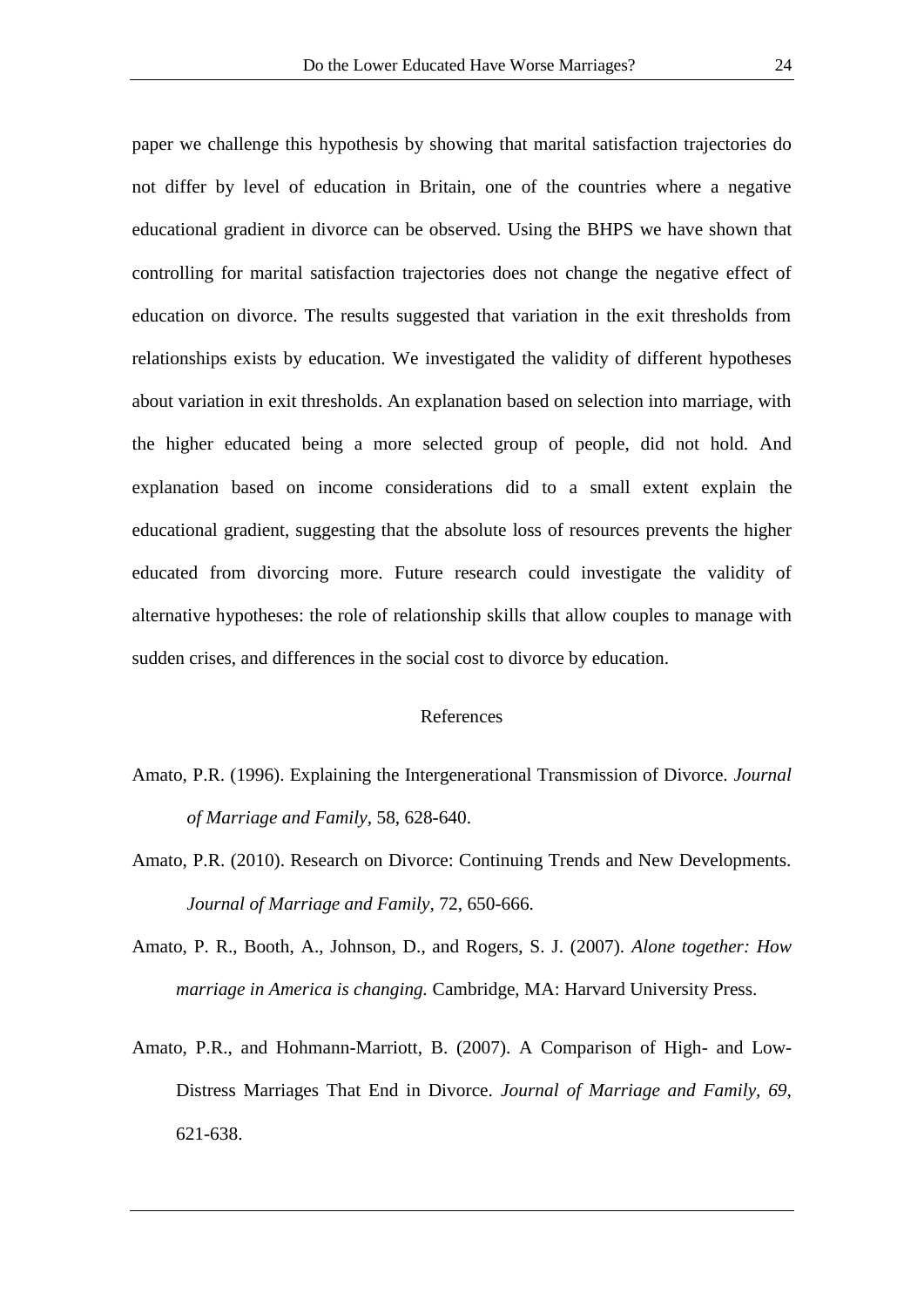paper we challenge this hypothesis by showing that marital satisfaction trajectories do not differ by level of education in Britain, one of the countries where a negative educational gradient in divorce can be observed. Using the BHPS we have shown that controlling for marital satisfaction trajectories does not change the negative effect of education on divorce. The results suggested that variation in the exit thresholds from relationships exists by education. We investigated the validity of different hypotheses about variation in exit thresholds. An explanation based on selection into marriage, with the higher educated being a more selected group of people, did not hold. And explanation based on income considerations did to a small extent explain the educational gradient, suggesting that the absolute loss of resources prevents the higher educated from divorcing more. Future research could investigate the validity of alternative hypotheses: the role of relationship skills that allow couples to manage with sudden crises, and differences in the social cost to divorce by education.

## References

Amato, P.R. (1996). Explaining the Intergenerational Transmission of Divorce. *Journal of Marriage and Family*, 58, 628-640.

Amato, P.R. (2010). Research on Divorce: Continuing Trends and New Developments. *Journal of Marriage and Family*, 72, 650-666.

Amato, P. R., Booth, A., Johnson, D., and Rogers, S. J. (2007). *Alone together: How marriage in America is changing.* Cambridge, MA: Harvard University Press.

Amato, P.R., and Hohmann-Marriott, B. (2007). A Comparison of High- and Low-Distress Marriages That End in Divorce. *Journal of Marriage and Family, 69,* 621-638.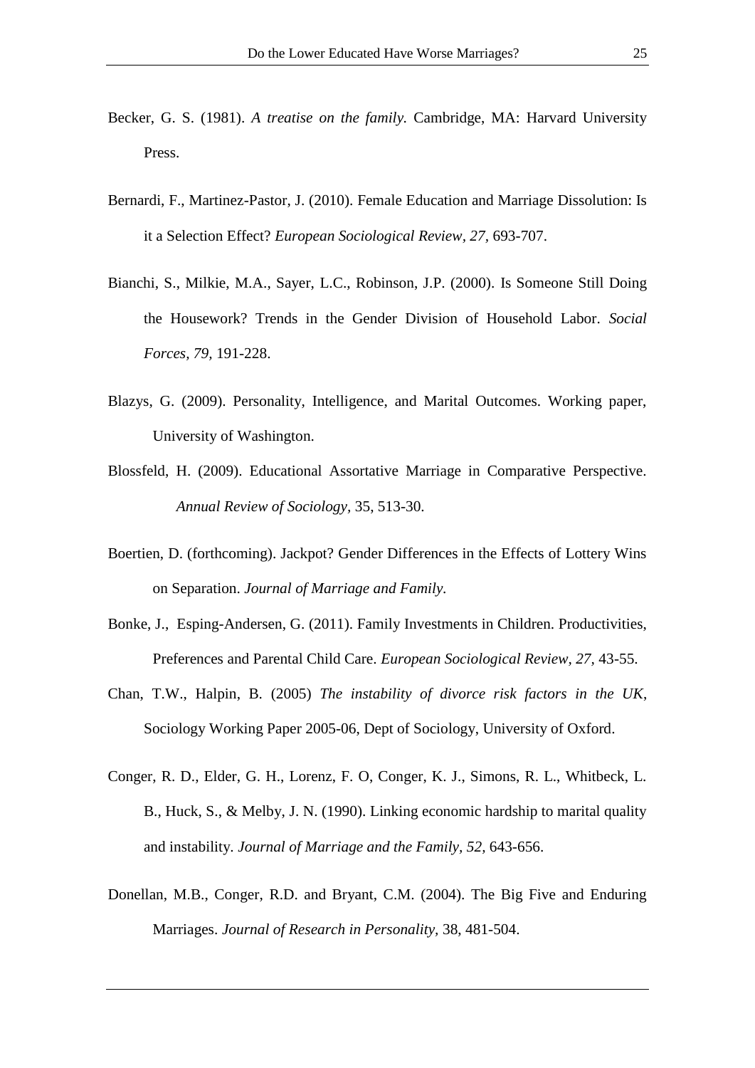Becker, G. S. (1981). *A treatise on the family.* Cambridge, MA: Harvard University Press.

Bernardi, F., Martinez-Pastor, J. (2010). Female Education and Marriage Dissolution: Is it a Selection Effect? *European Sociological Review, 27,* 693-707.

Bianchi, S., Milkie, M.A., Sayer, L.C., Robinson, J.P. (2000). Is Someone Still Doing the Housework? Trends in the Gender Division of Household Labor. *Social Forces, 79,* 191-228.

Blazys, G. (2009). Personality, Intelligence, and Marital Outcomes. Working paper, University of Washington.

Blossfeld, H. (2009). Educational Assortative Marriage in Comparative Perspective. *Annual Review of Sociology,* 35, 513-30.

Boertien, D. (forthcoming). Jackpot? Gender Differences in the Effects of Lottery Wins on Separation. *Journal of Marriage and Family.*

Bonke, J., Esping-Andersen, G. (2011). Family Investments in Children. Productivities, Preferences and Parental Child Care. *European Sociological Review, 27,* 43-55.

Chan, T.W., Halpin, B. (2005) *The instability of divorce risk factors in the UK*, Sociology Working Paper 2005-06, Dept of Sociology, University of Oxford.

Conger, R. D., Elder, G. H., Lorenz, F. O, Conger, K. J., Simons, R. L., Whitbeck, L. B., Huck, S., & Melby, J. N. (1990). Linking economic hardship to marital quality and instability. *Journal of Marriage and the Family, 52,* 643-656.

Donellan, M.B., Conger, R.D. and Bryant, C.M. (2004). The Big Five and Enduring Marriages. *Journal of Research in Personality,* 38, 481-504.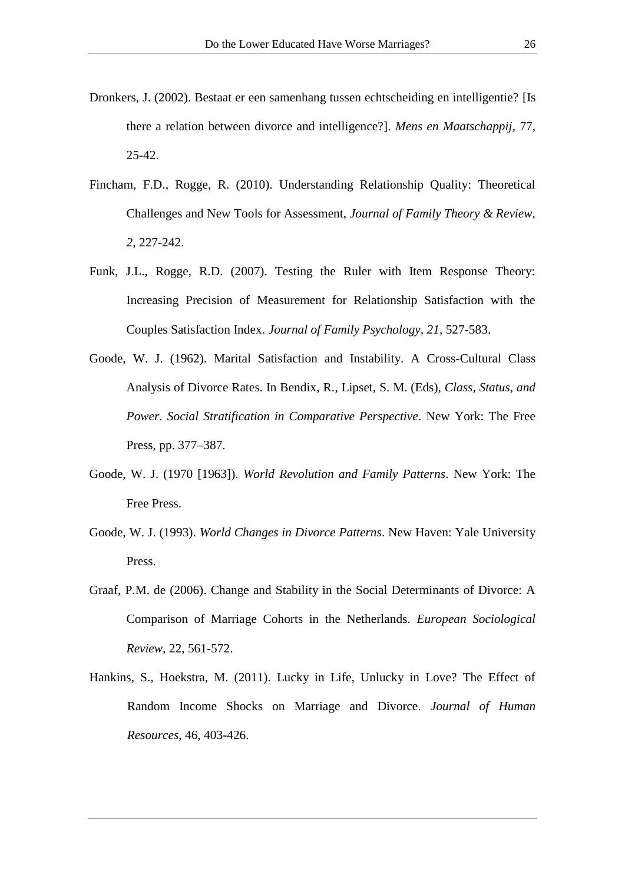Dronkers, J. (2002). Bestaat er een samenhang tussen echtscheiding en intelligentie? [Is there a relation between divorce and intelligence?]. *Mens en Maatschappij*, 77, 25-42.

Fincham, F.D., Rogge, R. (2010). Understanding Relationship Quality: Theoretical Challenges and New Tools for Assessment, *Journal of Family Theory & Review, 2,* 227-242.

Funk, J.L., Rogge, R.D. (2007). Testing the Ruler with Item Response Theory: Increasing Precision of Measurement for Relationship Satisfaction with the Couples Satisfaction Index. *Journal of Family Psychology, 21,* 527-583.

Goode, W. J. (1962). Marital Satisfaction and Instability. A Cross-Cultural Class Analysis of Divorce Rates. In Bendix, R., Lipset, S. M. (Eds), *Class, Status, and Power. Social Stratification in Comparative Perspective*. New York: The Free Press, pp. 377–387.

Goode, W. J. (1970 [1963]). *World Revolution and Family Patterns*. New York: The Free Press.

Goode, W. J. (1993). *World Changes in Divorce Patterns*. New Haven: Yale University Press.

Graaf, P.M. de (2006). Change and Stability in the Social Determinants of Divorce: A Comparison of Marriage Cohorts in the Netherlands. *European Sociological Review,* 22, 561-572.

Hankins, S., Hoekstra, M. (2011). Lucky in Life, Unlucky in Love? The Effect of Random Income Shocks on Marriage and Divorce. *Journal of Human Resources*, 46, 403-426.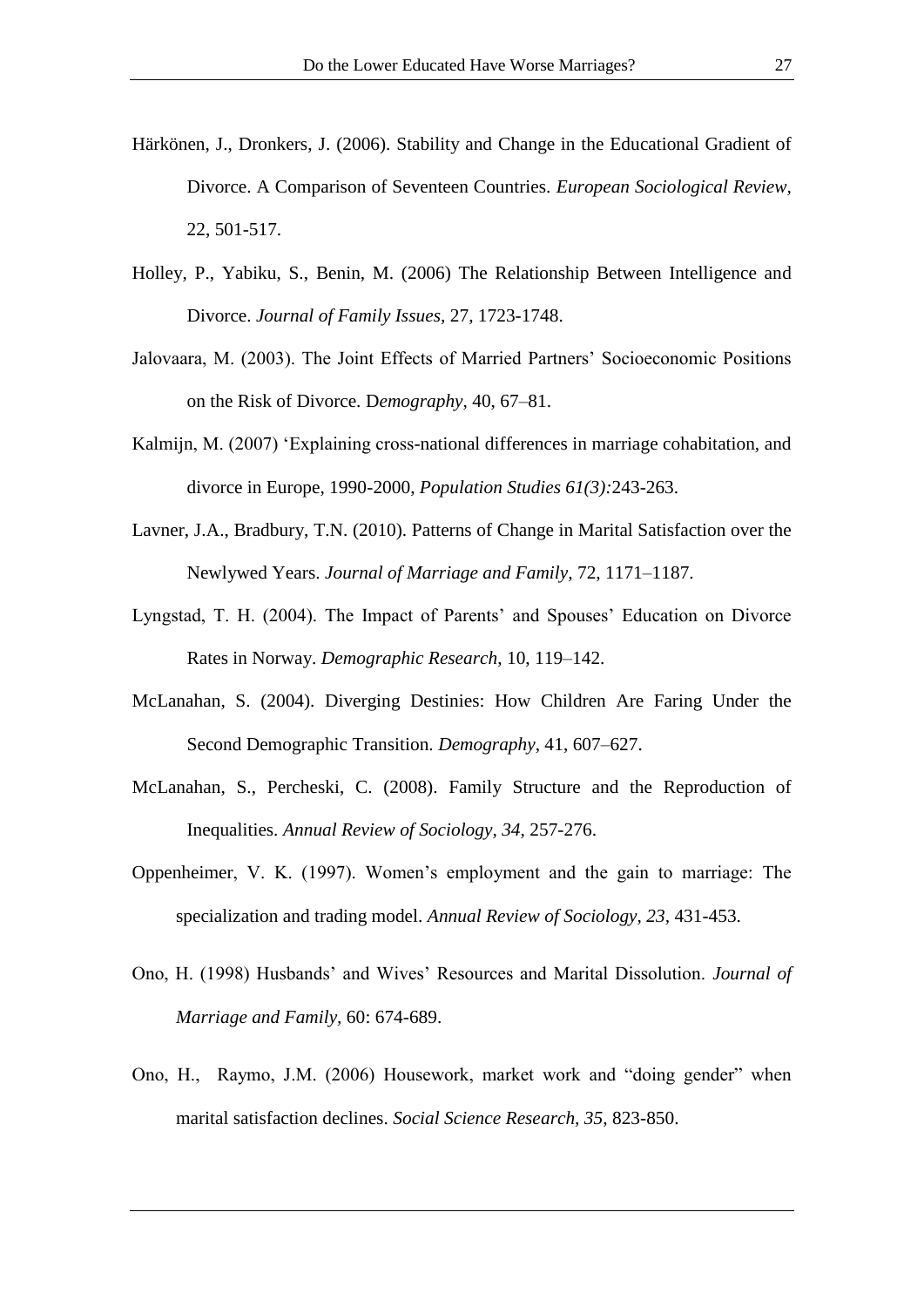Härkönen, J., Dronkers, J. (2006). Stability and Change in the Educational Gradient of Divorce. A Comparison of Seventeen Countries. *European Sociological Review*, 22, 501-517.

Holley, P., Yabiku, S., Benin, M. (2006) The Relationship Between Intelligence and Divorce. *Journal of Family Issues,* 27, 1723-1748.

Jalovaara, M. (2003). The Joint Effects of Married Partners' Socioeconomic Positions on the Risk of Divorce. D*emography*, 40, 67–81.

Kalmijn, M. (2007) 'Explaining cross-national differences in marriage cohabitation, and divorce in Europe, 1990-2000, *Population Studies 61(3):*243-263.

Lavner, J.A., Bradbury, T.N. (2010). Patterns of Change in Marital Satisfaction over the Newlywed Years. *Journal of Marriage and Family,* 72, 1171–1187.

Lyngstad, T. H. (2004). The Impact of Parents' and Spouses' Education on Divorce Rates in Norway. *Demographic Research*, 10, 119–142.

McLanahan, S. (2004). Diverging Destinies: How Children Are Faring Under the Second Demographic Transition. *Demography*, 41, 607–627.

McLanahan, S., Percheski, C. (2008). Family Structure and the Reproduction of Inequalities. *Annual Review of Sociology*, *34,* 257-276.

Oppenheimer, V. K. (1997). Women's employment and the gain to marriage: The specialization and trading model. *Annual Review of Sociology, 23,* 431-453.

Ono, H. (1998) Husbands' and Wives' Resources and Marital Dissolution. *Journal of Marriage and Family,* 60: 674-689.

Ono, H., Raymo, J.M. (2006) Housework, market work and "doing gender" when marital satisfaction declines. *Social Science Research, 35,* 823-850.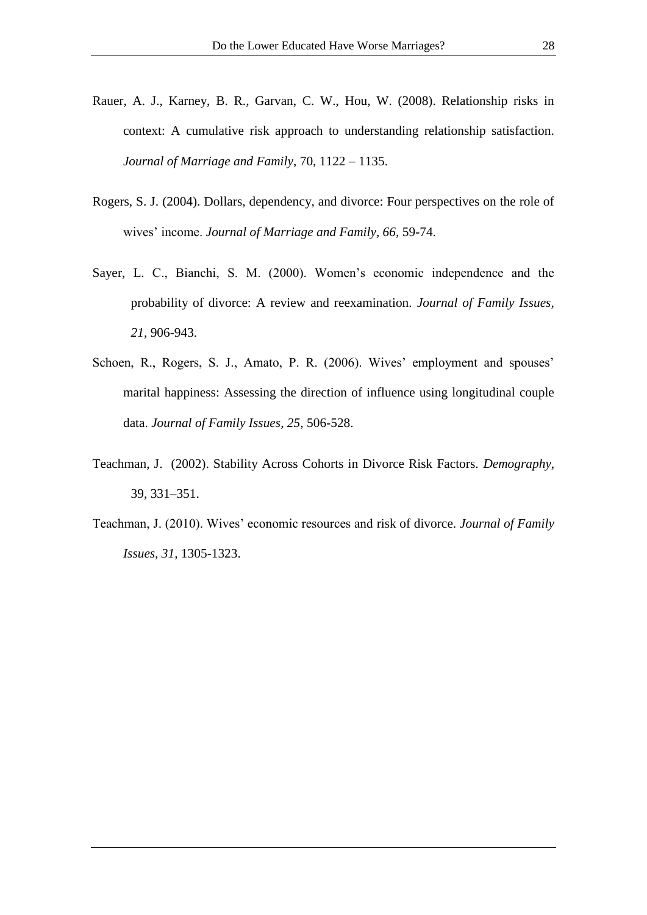Rauer, A. J., Karney, B. R., Garvan, C. W., Hou, W. (2008). Relationship risks in context: A cumulative risk approach to understanding relationship satisfaction. *Journal of Marriage and Family*, 70, 1122 – 1135.

Rogers, S. J. (2004). Dollars, dependency, and divorce: Four perspectives on the role of wives' income. *Journal of Marriage and Family, 66,* 59-74.

Sayer, L. C., Bianchi, S. M. (2000). Women's economic independence and the probability of divorce: A review and reexamination. *Journal of Family Issues, 21,* 906-943.

Schoen, R., Rogers, S. J., Amato, P. R. (2006). Wives' employment and spouses' marital happiness: Assessing the direction of influence using longitudinal couple data. *Journal of Family Issues, 25,* 506-528.

Teachman, J. (2002). Stability Across Cohorts in Divorce Risk Factors. *Demography,* 39, 331–351.

Teachman, J. (2010). Wives' economic resources and risk of divorce. *Journal of Family Issues, 31,* 1305-1323.